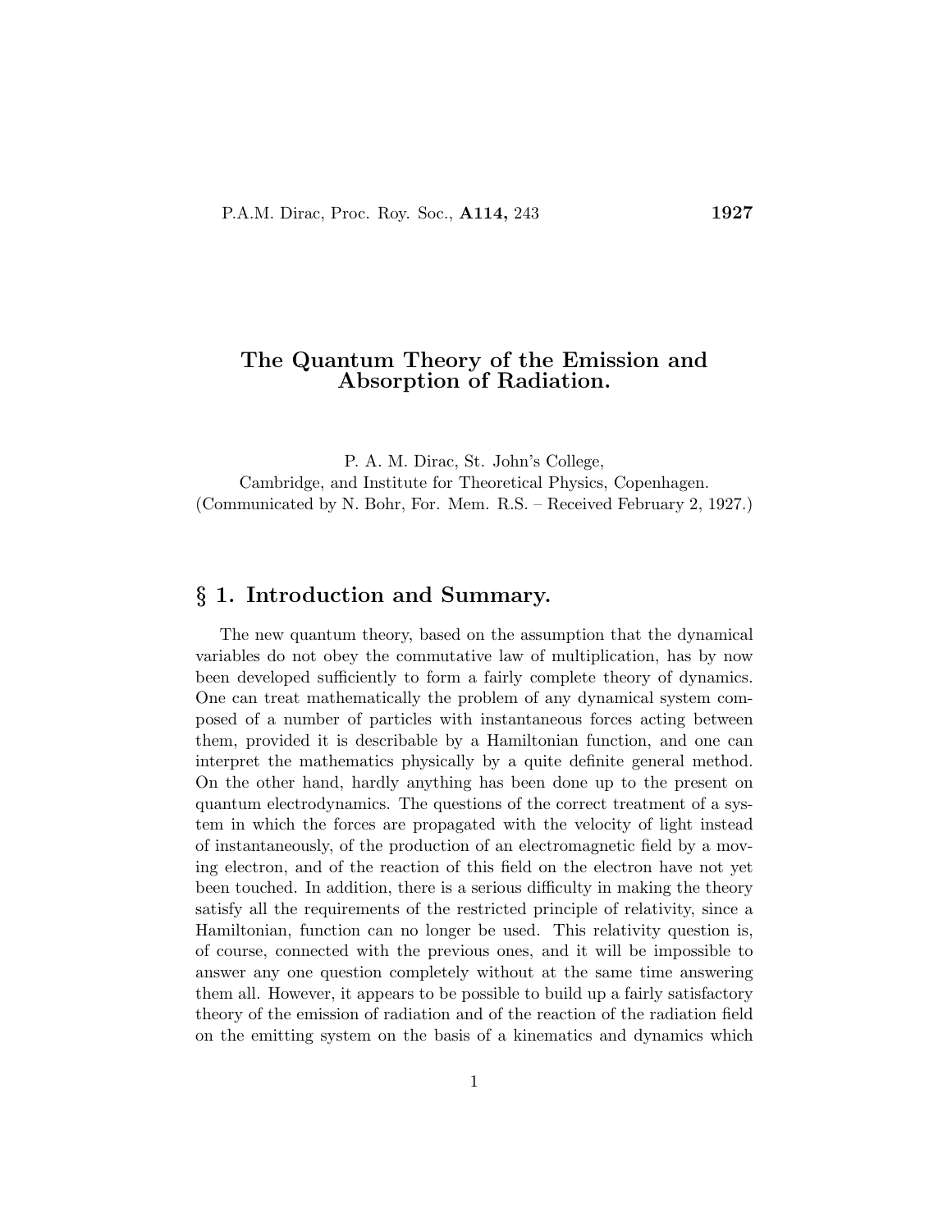# The Quantum Theory of the Emission and Absorption of Radiation.

P. A. M. Dirac, St. John's College,
Cambridge, and Institute for Theoretical Physics, Copenhagen.
(Communicated by N. Bohr, For. Mem. R.S. – Received February 2, 1927.)

## § 1. Introduction and Summary.

The new quantum theory, based on the assumption that the dynamical variables do not obey the commutative law of multiplication, has by now been developed sufficiently to form a fairly complete theory of dynamics. One can treat mathematically the problem of any dynamical system composed of a number of particles with instantaneous forces acting between them, provided it is describable by a Hamiltonian function, and one can interpret the mathematics physically by a quite definite general method. On the other hand, hardly anything has been done up to the present on quantum electrodynamics. The questions of the correct treatment of a system in which the forces are propagated with the velocity of light instead of instantaneously, of the production of an electromagnetic field by a moving electron, and of the reaction of this field on the electron have not yet been touched. In addition, there is a serious difficulty in making the theory satisfy all the requirements of the restricted principle of relativity, since a Hamiltonian, function can no longer be used. This relativity question is, of course, connected with the previous ones, and it will be impossible to answer any one question completely without at the same time answering them all. However, it appears to be possible to build up a fairly satisfactory theory of the emission of radiation and of the reaction of the radiation field on the emitting system on the basis of a kinematics and dynamics which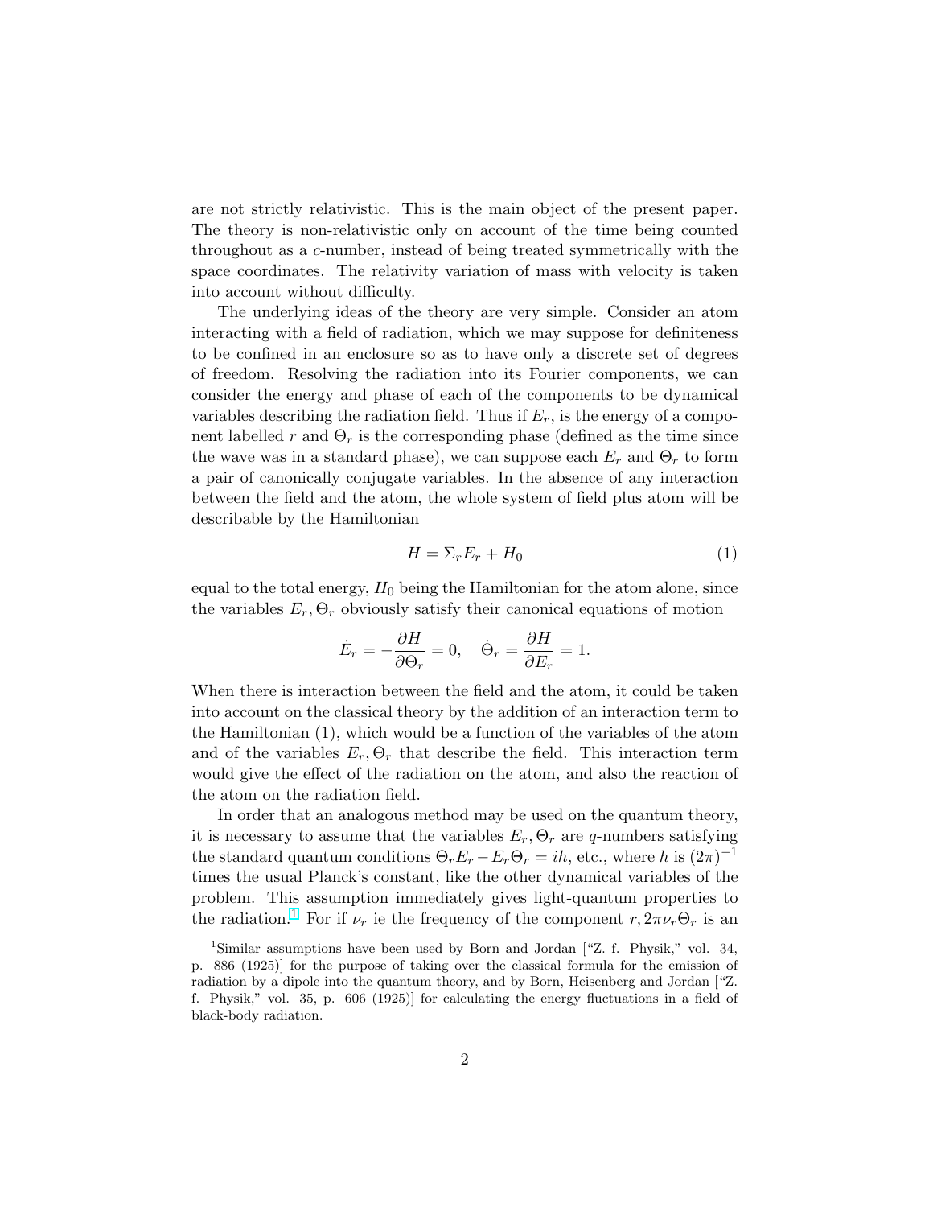are not strictly relativistic. This is the main object of the present paper. The theory is non-relativistic only on account of the time being counted throughout as a $c$-number, instead of being treated symmetrically with the space coordinates. The relativity variation of mass with velocity is taken into account without difficulty.

The underlying ideas of the theory are very simple. Consider an atom interacting with a field of radiation, which we may suppose for definiteness to be confined in an enclosure so as to have only a discrete set of degrees of freedom. Resolving the radiation into its Fourier components, we can consider the energy and phase of each of the components to be dynamical variables describing the radiation field. Thus if $E_r$, is the energy of a component labelled $r$ and $\Theta_r$ is the corresponding phase (defined as the time since the wave was in a standard phase), we can suppose each $E_r$ and $\Theta_r$ to form a pair of canonically conjugate variables. In the absence of any interaction between the field and the atom, the whole system of field plus atom will be describable by the Hamiltonian

$$H = \Sigma_r E_r + H_0 \tag{1}$$

equal to the total energy, $H_0$ being the Hamiltonian for the atom alone, since the variables $E_r, \Theta_r$ obviously satisfy their canonical equations of motion

$$\dot{E}_r = -\frac{\partial H}{\partial \Theta_r} = 0, \quad \dot{\Theta}_r = \frac{\partial H}{\partial E_r} = 1.$$

When there is interaction between the field and the atom, it could be taken into account on the classical theory by the addition of an interaction term to the Hamiltonian (1), which would be a function of the variables of the atom and of the variables $E_r, \Theta_r$ that describe the field. This interaction term would give the effect of the radiation on the atom, and also the reaction of the atom on the radiation field.

In order that an analogous method may be used on the quantum theory, it is necessary to assume that the variables $E_r, \Theta_r$ are $q$-numbers satisfying the standard quantum conditions $\Theta_r E_r - E_r \Theta_r = ih$, etc., where $h$ is $(2\pi)^{-1}$ times the usual Planck's constant, like the other dynamical variables of the problem. This assumption immediately gives light-quantum properties to the radiation.[1] For if $\nu_r$ ie the frequency of the component $r, 2\pi\nu_r\Theta_r$ is an

[1] Similar assumptions have been used by Born and Jordan ["Z. f. Physik," vol. 34, p. 886 (1925)] for the purpose of taking over the classical formula for the emission of radiation by a dipole into the quantum theory, and by Born, Heisenberg and Jordan ["Z. f. Physik," vol. 35, p. 606 (1925)] for calculating the energy fluctuations in a field of black-body radiation.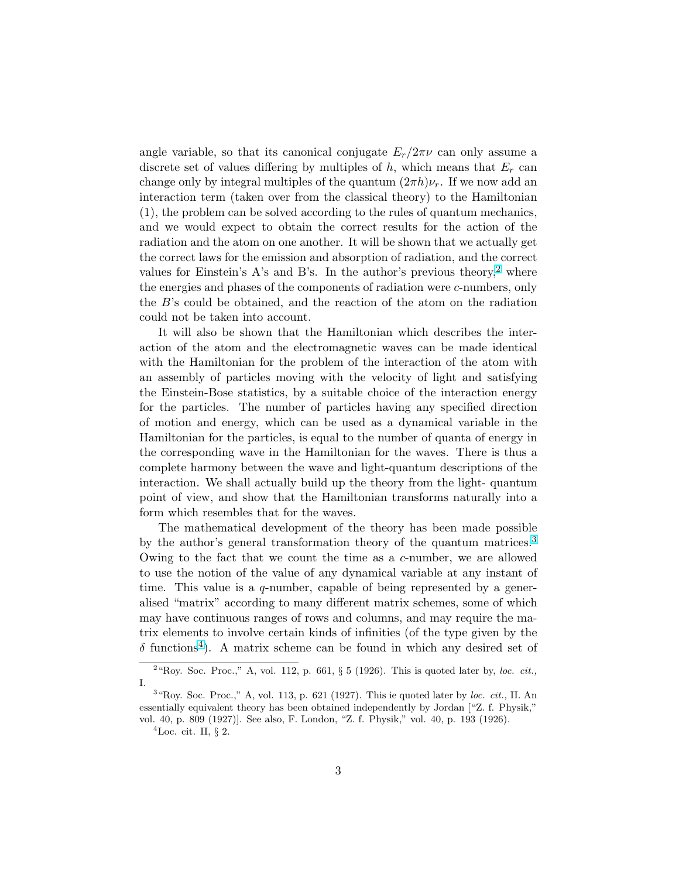angle variable, so that its canonical conjugate $E_r/2\pi\nu$ can only assume a discrete set of values differing by multiples of $h$, which means that $E_r$ can change only by integral multiples of the quantum $(2\pi h)\nu_r$. If we now add an interaction term (taken over from the classical theory) to the Hamiltonian (1), the problem can be solved according to the rules of quantum mechanics, and we would expect to obtain the correct results for the action of the radiation and the atom on one another. It will be shown that we actually get the correct laws for the emission and absorption of radiation, and the correct values for Einstein's A's and B's. In the author's previous theory,[2] where the energies and phases of the components of radiation were $c$-numbers, only the $B$'s could be obtained, and the reaction of the atom on the radiation could not be taken into account.

It will also be shown that the Hamiltonian which describes the interaction of the atom and the electromagnetic waves can be made identical with the Hamiltonian for the problem of the interaction of the atom with an assembly of particles moving with the velocity of light and satisfying the Einstein-Bose statistics, by a suitable choice of the interaction energy for the particles. The number of particles having any specified direction of motion and energy, which can be used as a dynamical variable in the Hamiltonian for the particles, is equal to the number of quanta of energy in the corresponding wave in the Hamiltonian for the waves. There is thus a complete harmony between the wave and light-quantum descriptions of the interaction. We shall actually build up the theory from the light- quantum point of view, and show that the Hamiltonian transforms naturally into a form which resembles that for the waves.

The mathematical development of the theory has been made possible by the author's general transformation theory of the quantum matrices.[3] Owing to the fact that we count the time as a $c$-number, we are allowed to use the notion of the value of any dynamical variable at any instant of time. This value is a $q$-number, capable of being represented by a generalised "matrix" according to many different matrix schemes, some of which may have continuous ranges of rows and columns, and may require the matrix elements to involve certain kinds of infinities (of the type given by the $\delta$ functions[4]). A matrix scheme can be found in which any desired set of

[2] "Roy. Soc. Proc.," A, vol. 112, p. 661, § 5 (1926). This is quoted later by, *loc. cit.,* I.

[3] "Roy. Soc. Proc.," A, vol. 113, p. 621 (1927). This ie quoted later by *loc. cit.,* II. An essentially equivalent theory has been obtained independently by Jordan ["Z. f. Physik," vol. 40, p. 809 (1927)]. See also, F. London, "Z. f. Physik," vol. 40, p. 193 (1926).

[4] Loc. cit. II, § 2.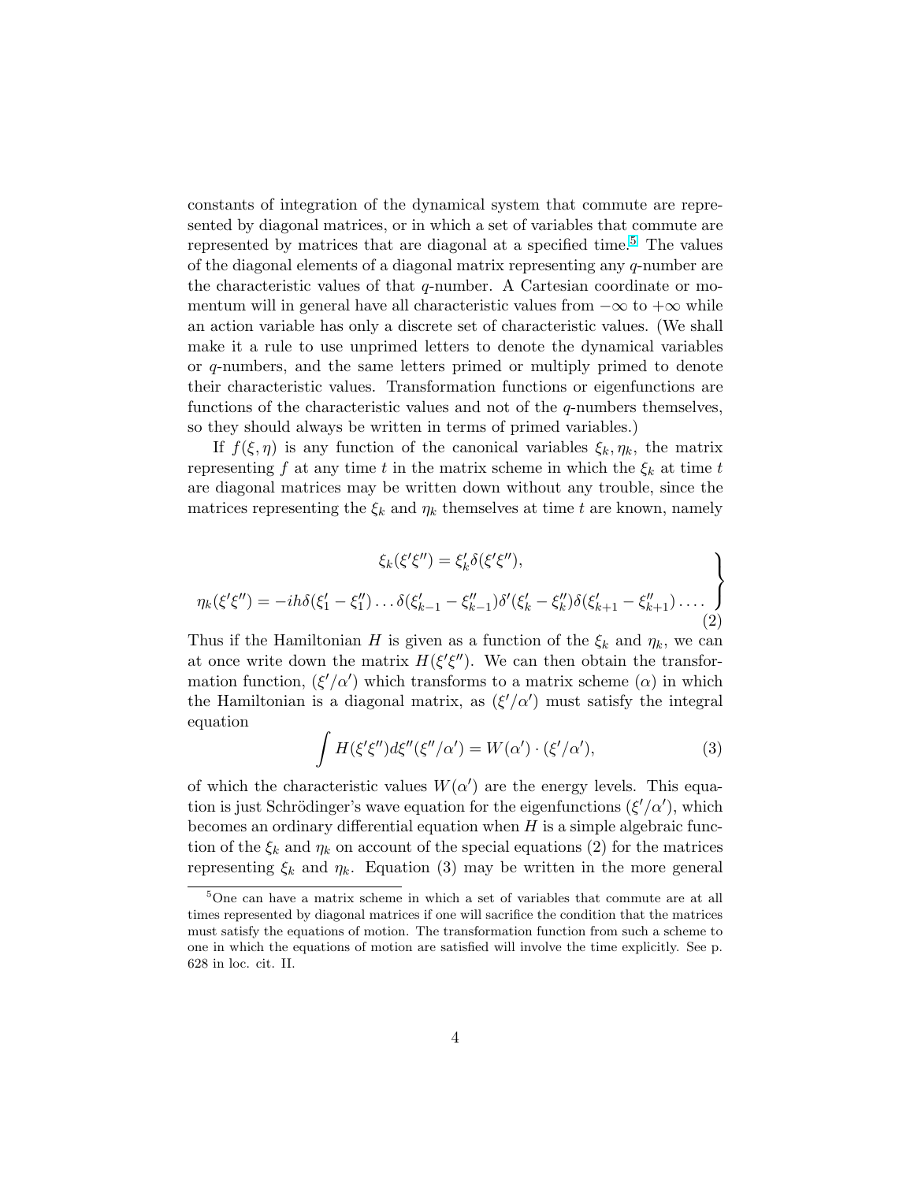constants of integration of the dynamical system that commute are represented by diagonal matrices, or in which a set of variables that commute are represented by matrices that are diagonal at a specified time.[5] The values of the diagonal elements of a diagonal matrix representing any $q$-number are the characteristic values of that $q$-number. A Cartesian coordinate or momentum will in general have all characteristic values from $-\infty$ to $+\infty$ while an action variable has only a discrete set of characteristic values. (We shall make it a rule to use unprimed letters to denote the dynamical variables or $q$-numbers, and the same letters primed or multiply primed to denote their characteristic values. Transformation functions or eigenfunctions are functions of the characteristic values and not of the $q$-numbers themselves, so they should always be written in terms of primed variables.)

If $f(\xi, \eta)$ is any function of the canonical variables $\xi_k, \eta_k$, the matrix representing $f$ at any time $t$ in the matrix scheme in which the $\xi_k$ at time $t$ are diagonal matrices may be written down without any trouble, since the matrices representing the $\xi_k$ and $\eta_k$ themselves at time $t$ are known, namely

$$\left.\begin{aligned} \xi_k(\xi'\xi'') &= \xi'_k \delta(\xi'\xi''), \\ \eta_k(\xi'\xi'') &= -ih\delta(\xi'_1 - \xi''_1)\dots\delta(\xi'_{k-1} - \xi''_{k-1})\delta'(\xi'_k - \xi''_k)\delta(\xi'_{k+1} - \xi''_{k+1})\dots \end{aligned}\right\} \tag{2}$$

Thus if the Hamiltonian $H$ is given as a function of the $\xi_k$ and $\eta_k$, we can at once write down the matrix $H(\xi'\xi'')$. We can then obtain the transformation function, $(\xi'/\alpha')$ which transforms to a matrix scheme $(\alpha)$ in which the Hamiltonian is a diagonal matrix, as $(\xi'/\alpha')$ must satisfy the integral equation

$$\int H(\xi'\xi'')d\xi''(\xi''/\alpha') = W(\alpha') \cdot (\xi'/\alpha'), \tag{3}$$

of which the characteristic values $W(\alpha')$ are the energy levels. This equation is just Schrödinger's wave equation for the eigenfunctions $(\xi'/\alpha')$, which becomes an ordinary differential equation when $H$ is a simple algebraic function of the $\xi_k$ and $\eta_k$ on account of the special equations (2) for the matrices representing $\xi_k$ and $\eta_k$. Equation (3) may be written in the more general

[5] One can have a matrix scheme in which a set of variables that commute are at all times represented by diagonal matrices if one will sacrifice the condition that the matrices must satisfy the equations of motion. The transformation function from such a scheme to one in which the equations of motion are satisfied will involve the time explicitly. See p. 628 in loc. cit. II.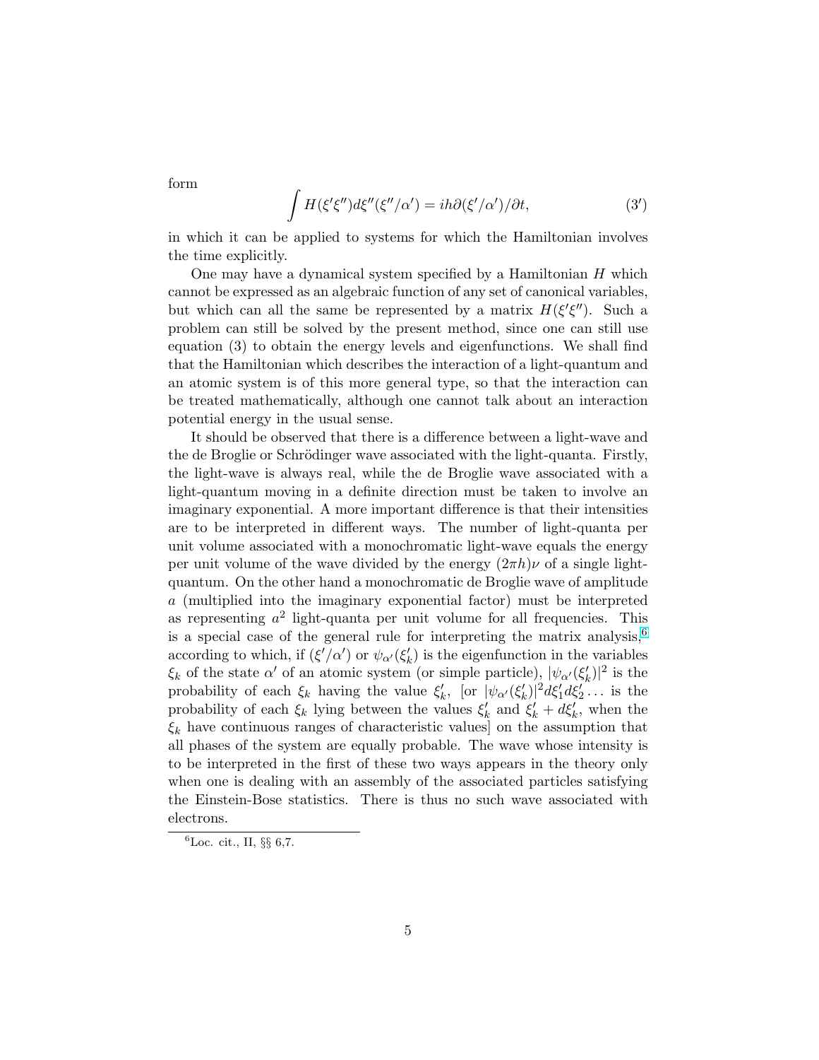form

$$\int H(\xi'\xi'')d\xi''(\xi''/\alpha') = ih\partial(\xi'/\alpha')/\partial t, \tag{3'}$$

in which it can be applied to systems for which the Hamiltonian involves the time explicitly.

One may have a dynamical system specified by a Hamiltonian $H$ which cannot be expressed as an algebraic function of any set of canonical variables, but which can all the same be represented by a matrix $H(\xi'\xi'')$. Such a problem can still be solved by the present method, since one can still use equation (3) to obtain the energy levels and eigenfunctions. We shall find that the Hamiltonian which describes the interaction of a light-quantum and an atomic system is of this more general type, so that the interaction can be treated mathematically, although one cannot talk about an interaction potential energy in the usual sense.

It should be observed that there is a difference between a light-wave and the de Broglie or Schrödinger wave associated with the light-quanta. Firstly, the light-wave is always real, while the de Broglie wave associated with a light-quantum moving in a definite direction must be taken to involve an imaginary exponential. A more important difference is that their intensities are to be interpreted in different ways. The number of light-quanta per unit volume associated with a monochromatic light-wave equals the energy per unit volume of the wave divided by the energy $(2\pi h)\nu$ of a single light-quantum. On the other hand a monochromatic de Broglie wave of amplitude $a$ (multiplied into the imaginary exponential factor) must be interpreted as representing $a^2$ light-quanta per unit volume for all frequencies. This is a special case of the general rule for interpreting the matrix analysis,[6] according to which, if $(\xi'/\alpha')$ or $\psi_{\alpha'}(\xi_k')$ is the eigenfunction in the variables $\xi_k$ of the state $\alpha'$ of an atomic system (or simple particle), $|\psi_{\alpha'}(\xi_k')|^2$ is the probability of each $\xi_k$ having the value $\xi_k'$, [or $|\psi_{\alpha'}(\xi_k')|^2 d\xi_1' d\xi_2' \ldots$ is the probability of each $\xi_k$ lying between the values $\xi_k'$ and $\xi_k' + d\xi_k'$, when the $\xi_k$ have continuous ranges of characteristic values] on the assumption that all phases of the system are equally probable. The wave whose intensity is to be interpreted in the first of these two ways appears in the theory only when one is dealing with an assembly of the associated particles satisfying the Einstein-Bose statistics. There is thus no such wave associated with electrons.

[6] Loc. cit., II, §§ 6,7.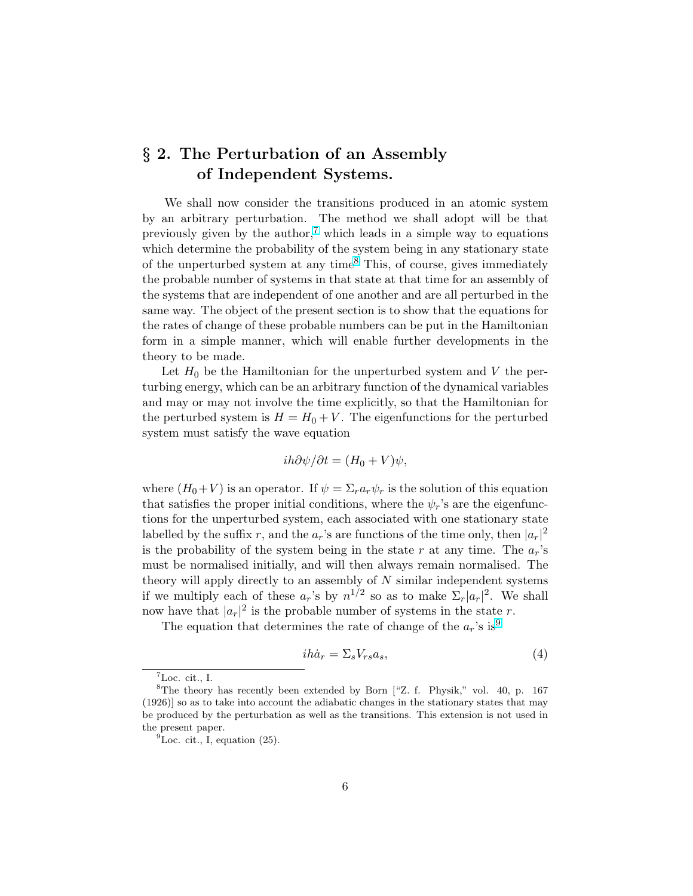## § 2. The Perturbation of an Assembly of Independent Systems.

We shall now consider the transitions produced in an atomic system by an arbitrary perturbation. The method we shall adopt will be that previously given by the author,[7] which leads in a simple way to equations which determine the probability of the system being in any stationary state of the unperturbed system at any time[8] This, of course, gives immediately the probable number of systems in that state at that time for an assembly of the systems that are independent of one another and are all perturbed in the same way. The object of the present section is to show that the equations for the rates of change of these probable numbers can be put in the Hamiltonian form in a simple manner, which will enable further developments in the theory to be made.

Let $H_0$ be the Hamiltonian for the unperturbed system and $V$ the perturbing energy, which can be an arbitrary function of the dynamical variables and may or may not involve the time explicitly, so that the Hamiltonian for the perturbed system is $H = H_0 + V$. The eigenfunctions for the perturbed system must satisfy the wave equation

$$ih\partial\psi/\partial t = (H_0 + V)\psi,$$

where $(H_0+V)$ is an operator. If $\psi = \Sigma_r a_r \psi_r$ is the solution of this equation that satisfies the proper initial conditions, where the $\psi_r$'s are the eigenfunctions for the unperturbed system, each associated with one stationary state labelled by the suffix $r$, and the $a_r$'s are functions of the time only, then $|a_r|^2$ is the probability of the system being in the state $r$ at any time. The $a_r$'s must be normalised initially, and will then always remain normalised. The theory will apply directly to an assembly of $N$ similar independent systems if we multiply each of these $a_r$'s by $n^{1/2}$ so as to make $\Sigma_r |a_r|^2$. We shall now have that $|a_r|^2$ is the probable number of systems in the state $r$.

The equation that determines the rate of change of the $a_r$'s is[9]

$$ih\dot{a}_r = \Sigma_s V_{rs} a_s, \tag{4}$$

[7] Loc. cit., I.

[8] The theory has recently been extended by Born ["Z. f. Physik," vol. 40, p. 167 (1926)] so as to take into account the adiabatic changes in the stationary states that may be produced by the perturbation as well as the transitions. This extension is not used in the present paper.

[9] Loc. cit., I, equation (25).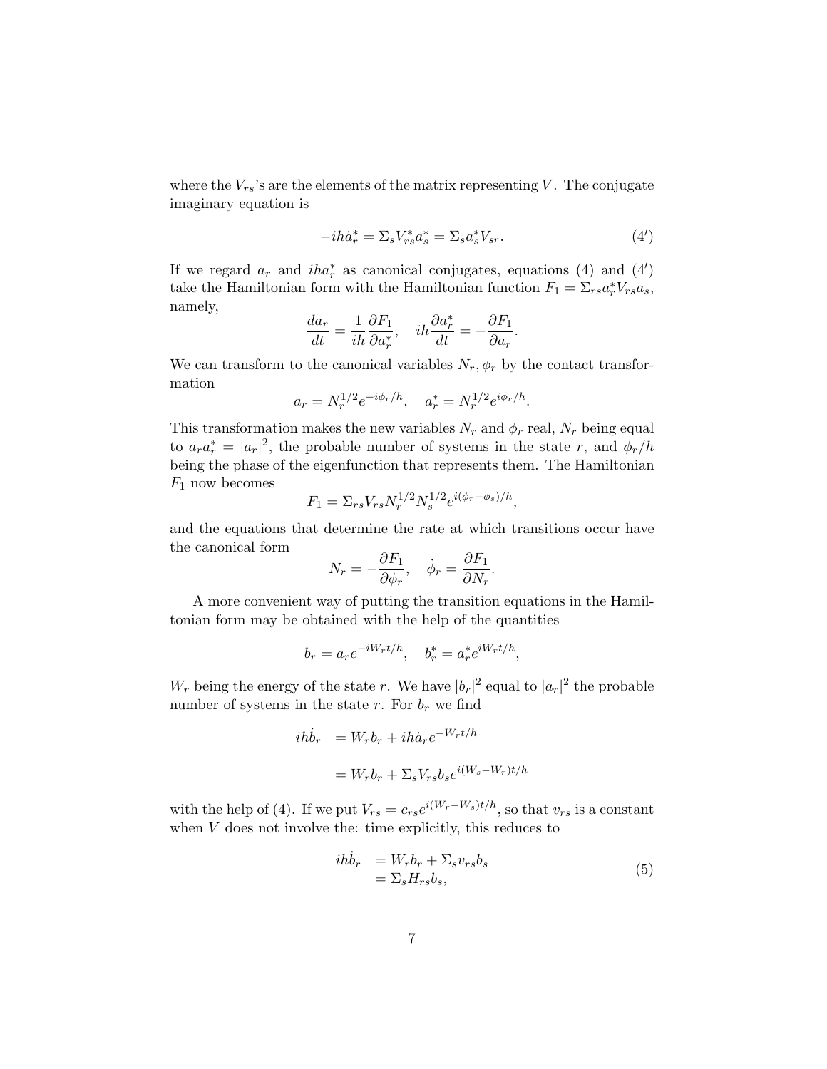where the $V_{rs}$'s are the elements of the matrix representing $V$. The conjugate imaginary equation is

$$-ih\dot{a}_r^* = \Sigma_s V_{rs}^* a_s^* = \Sigma_s a_s^* V_{sr}. \tag{4'}$$

If we regard $a_r$ and $iha_r^*$ as canonical conjugates, equations (4) and (4′) take the Hamiltonian form with the Hamiltonian function $F_1 = \Sigma_{rs} a_r^* V_{rs} a_s$, namely,

$$\frac{da_r}{dt} = \frac{1}{ih}\frac{\partial F_1}{\partial a_r^*}, \quad ih\frac{\partial a_r^*}{dt} = -\frac{\partial F_1}{\partial a_r}.$$

We can transform to the canonical variables $N_r, \phi_r$ by the contact transformation

$$a_r = N_r^{1/2} e^{-i\phi_r/h}, \quad a_r^* = N_r^{1/2} e^{i\phi_r/h}.$$

This transformation makes the new variables $N_r$ and $\phi_r$ real, $N_r$ being equal to $a_r a_r^* = |a_r|^2$, the probable number of systems in the state $r$, and $\phi_r/h$ being the phase of the eigenfunction that represents them. The Hamiltonian $F_1$ now becomes

$$F_1 = \Sigma_{rs} V_{rs} N_r^{1/2} N_s^{1/2} e^{i(\phi_r - \phi_s)/h},$$

and the equations that determine the rate at which transitions occur have the canonical form

$$N_r = -\frac{\partial F_1}{\partial \phi_r}, \quad \dot{\phi}_r = \frac{\partial F_1}{\partial N_r}.$$

A more convenient way of putting the transition equations in the Hamiltonian form may be obtained with the help of the quantities

$$b_r = a_r e^{-iW_r t/h}, \quad b_r^* = a_r^* e^{iW_r t/h},$$

$W_r$ being the energy of the state $r$. We have $|b_r|^2$ equal to $|a_r|^2$ the probable number of systems in the state $r$. For $b_r$ we find

$$\begin{aligned} ih\dot{b}_r &= W_r b_r + ih\dot{a}_r e^{-W_r t/h} \\ &= W_r b_r + \Sigma_s V_{rs} b_s e^{i(W_s - W_r)t/h} \end{aligned}$$

with the help of (4). If we put $V_{rs} = c_{rs} e^{i(W_r - W_s)t/h}$, so that $v_{rs}$ is a constant when $V$ does not involve the: time explicitly, this reduces to

$$\begin{aligned} ih\dot{b}_r &= W_r b_r + \Sigma_s v_{rs} b_s \\ &= \Sigma_s H_{rs} b_s, \end{aligned} \tag{5}$$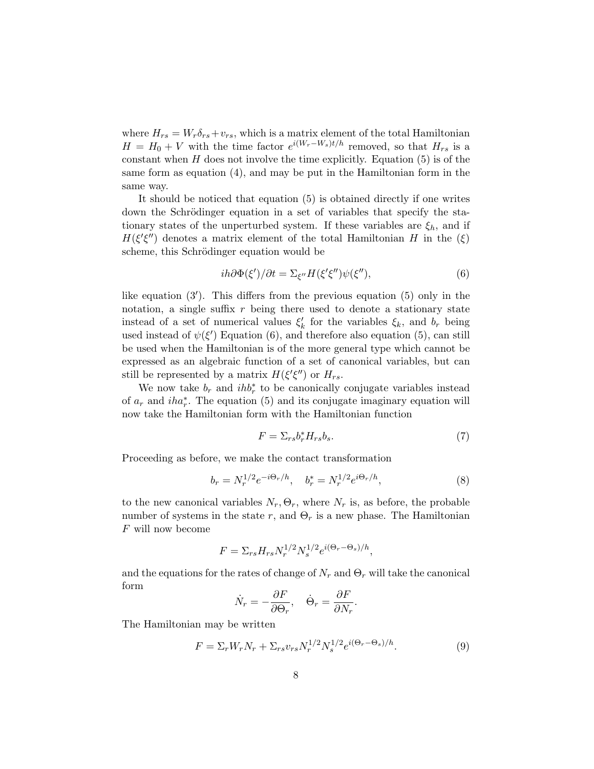where $H_{rs} = W_r\delta_{rs} + v_{rs}$, which is a matrix element of the total Hamiltonian $H = H_0 + V$ with the time factor $e^{i(W_r - W_s)t/h}$ removed, so that $H_{rs}$ is a constant when $H$ does not involve the time explicitly. Equation (5) is of the same form as equation (4), and may be put in the Hamiltonian form in the same way.

It should be noticed that equation (5) is obtained directly if one writes down the Schrödinger equation in a set of variables that specify the stationary states of the unperturbed system. If these variables are $\xi_h$, and if $H(\xi'\xi'')$ denotes a matrix element of the total Hamiltonian $H$ in the $(\xi)$ scheme, this Schrödinger equation would be

$$ih\partial\Phi(\xi')/\partial t = \Sigma_{\xi''} H(\xi'\xi'')\psi(\xi''), \tag{6}$$

like equation $(3')$. This differs from the previous equation (5) only in the notation, a single suffix $r$ being there used to denote a stationary state instead of a set of numerical values $\xi'_k$ for the variables $\xi_k$, and $b_r$ being used instead of $\psi(\xi')$ Equation (6), and therefore also equation (5), can still be used when the Hamiltonian is of the more general type which cannot be expressed as an algebraic function of a set of canonical variables, but can still be represented by a matrix $H(\xi'\xi'')$ or $H_{rs}$.

We now take $b_r$ and $ihb_r^*$ to be canonically conjugate variables instead of $a_r$ and $iha_r^*$. The equation (5) and its conjugate imaginary equation will now take the Hamiltonian form with the Hamiltonian function

$$F = \Sigma_{rs} b_r^* H_{rs} b_s. \tag{7}$$

Proceeding as before, we make the contact transformation

$$b_r = N_r^{1/2} e^{-i\Theta_r/h}, \quad b_r^* = N_r^{1/2} e^{i\Theta_r/h}, \tag{8}$$

to the new canonical variables $N_r, \Theta_r$, where $N_r$ is, as before, the probable number of systems in the state $r$, and $\Theta_r$ is a new phase. The Hamiltonian $F$ will now become

$$F = \Sigma_{rs} H_{rs} N_r^{1/2} N_s^{1/2} e^{i(\Theta_r - \Theta_s)/h},$$

and the equations for the rates of change of $N_r$ and $\Theta_r$ will take the canonical form

$$\dot{N}_r = -\frac{\partial F}{\partial \Theta_r}, \quad \dot{\Theta}_r = \frac{\partial F}{\partial N_r}.$$

The Hamiltonian may be written

$$F = \Sigma_r W_r N_r + \Sigma_{rs} v_{rs} N_r^{1/2} N_s^{1/2} e^{i(\Theta_r - \Theta_s)/h}. \tag{9}$$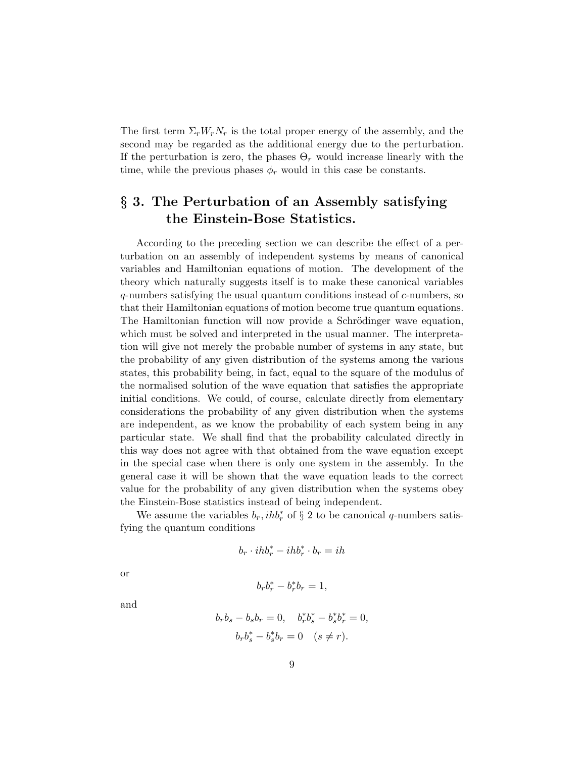The first term $\Sigma_r W_r N_r$ is the total proper energy of the assembly, and the second may be regarded as the additional energy due to the perturbation. If the perturbation is zero, the phases $\Theta_r$ would increase linearly with the time, while the previous phases $\phi_r$ would in this case be constants.

## § 3. The Perturbation of an Assembly satisfying the Einstein-Bose Statistics.

According to the preceding section we can describe the effect of a perturbation on an assembly of independent systems by means of canonical variables and Hamiltonian equations of motion. The development of the theory which naturally suggests itself is to make these canonical variables $q$-numbers satisfying the usual quantum conditions instead of $c$-numbers, so that their Hamiltonian equations of motion become true quantum equations. The Hamiltonian function will now provide a Schrödinger wave equation, which must be solved and interpreted in the usual manner. The interpretation will give not merely the probable number of systems in any state, but the probability of any given distribution of the systems among the various states, this probability being, in fact, equal to the square of the modulus of the normalised solution of the wave equation that satisfies the appropriate initial conditions. We could, of course, calculate directly from elementary considerations the probability of any given distribution when the systems are independent, as we know the probability of each system being in any particular state. We shall find that the probability calculated directly in this way does not agree with that obtained from the wave equation except in the special case when there is only one system in the assembly. In the general case it will be shown that the wave equation leads to the correct value for the probability of any given distribution when the systems obey the Einstein-Bose statistics instead of being independent.

We assume the variables $b_r, ihb_r^*$ of § 2 to be canonical $q$-numbers satisfying the quantum conditions

$$b_r \cdot ihb_r^* - ihb_r^* \cdot b_r = ih$$

or

$$b_r b_r^* - b_r^* b_r = 1,$$

and

$$b_r b_s - b_s b_r = 0, \quad b_r^* b_s^* - b_s^* b_r^* = 0,$$

$$b_r b_s^* - b_s^* b_r = 0 \quad (s \neq r).$$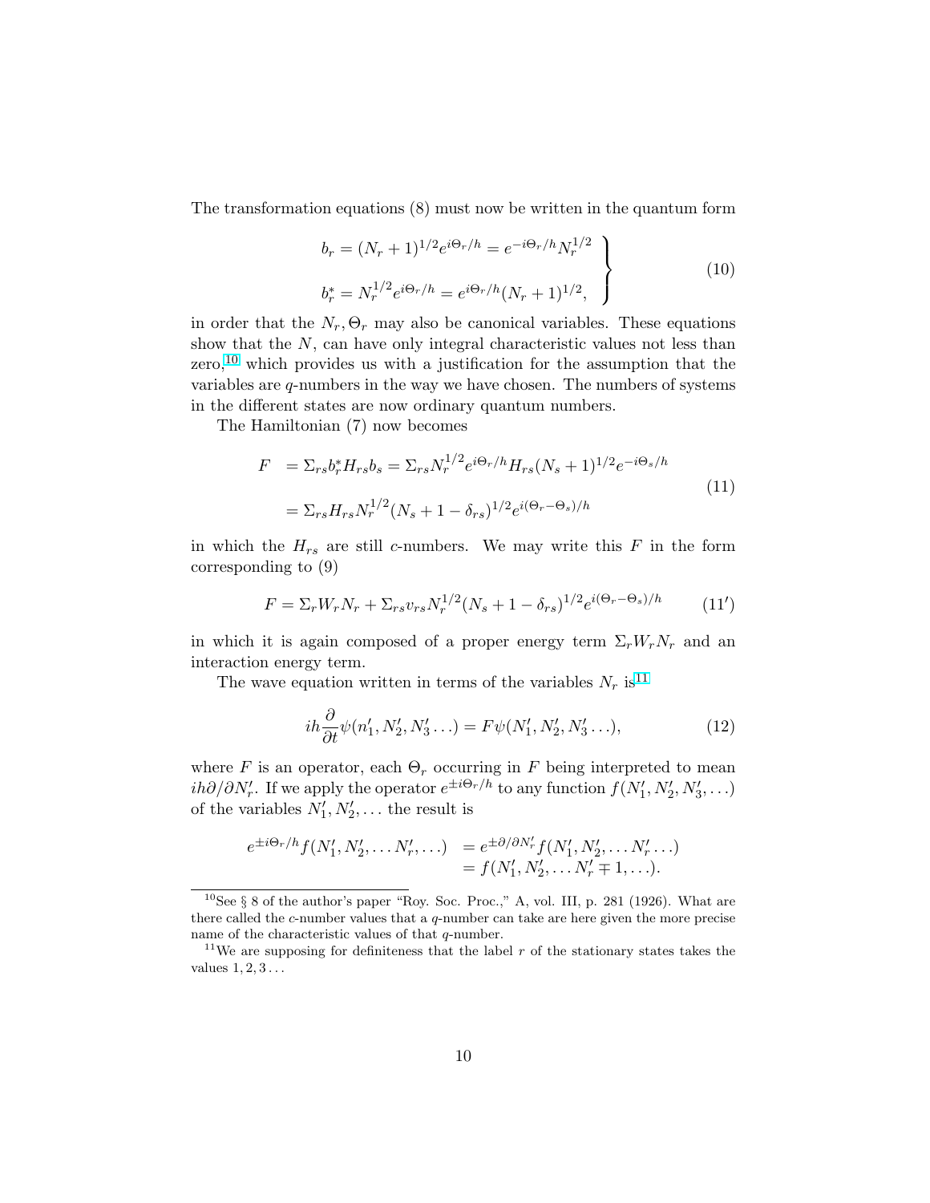The transformation equations (8) must now be written in the quantum form

$$
\left.
\begin{aligned}
b_r &= (N_r + 1)^{1/2} e^{i\Theta_r/h} = e^{-i\Theta_r/h} N_r^{1/2} \\
b_r^* &= N_r^{1/2} e^{i\Theta_r/h} = e^{i\Theta_r/h} (N_r + 1)^{1/2},
\end{aligned}
\right\} \tag{10}
$$

in order that the $N_r, \Theta_r$ may also be canonical variables. These equations show that the $N$, can have only integral characteristic values not less than zero,[10] which provides us with a justification for the assumption that the variables are $q$-numbers in the way we have chosen. The numbers of systems in the different states are now ordinary quantum numbers.

The Hamiltonian (7) now becomes

$$
\begin{aligned}
F &= \Sigma_{rs} b_r^* H_{rs} b_s = \Sigma_{rs} N_r^{1/2} e^{i\Theta_r/h} H_{rs} (N_s + 1)^{1/2} e^{-i\Theta_s/h} \\
&= \Sigma_{rs} H_{rs} N_r^{1/2} (N_s + 1 - \delta_{rs})^{1/2} e^{i(\Theta_r - \Theta_s)/h}
\end{aligned} \tag{11}
$$

in which the $H_{rs}$ are still $c$-numbers. We may write this $F$ in the form corresponding to (9)

$$
F = \Sigma_r W_r N_r + \Sigma_{rs} v_{rs} N_r^{1/2} (N_s + 1 - \delta_{rs})^{1/2} e^{i(\Theta_r - \Theta_s)/h} \tag{11'}
$$

in which it is again composed of a proper energy term $\Sigma_r W_r N_r$ and an interaction energy term.

The wave equation written in terms of the variables $N_r$ is[11]

$$
ih \frac{\partial}{\partial t} \psi(n_1', N_2', N_3' \ldots) = F \psi(N_1', N_2', N_3' \ldots), \tag{12}
$$

where $F$ is an operator, each $\Theta_r$ occurring in $F$ being interpreted to mean $ih\partial/\partial N_r'$. If we apply the operator $e^{\pm i\Theta_r/h}$ to any function $f(N_1', N_2', N_3', \ldots)$ of the variables $N_1', N_2', \ldots$ the result is

$$
\begin{aligned}
e^{\pm i\Theta_r/h} f(N_1', N_2', \ldots N_r', \ldots) &= e^{\pm \partial/\partial N_r'} f(N_1', N_2', \ldots N_r' \ldots) \\
&= f(N_1', N_2', \ldots N_r' \mp 1, \ldots).
\end{aligned}
$$

[10] See § 8 of the author's paper "Roy. Soc. Proc.," A, vol. III, p. 281 (1926). What are there called the $c$-number values that a $q$-number can take are here given the more precise name of the characteristic values of that $q$-number.

[11] We are supposing for definiteness that the label $r$ of the stationary states takes the values $1, 2, 3 \ldots$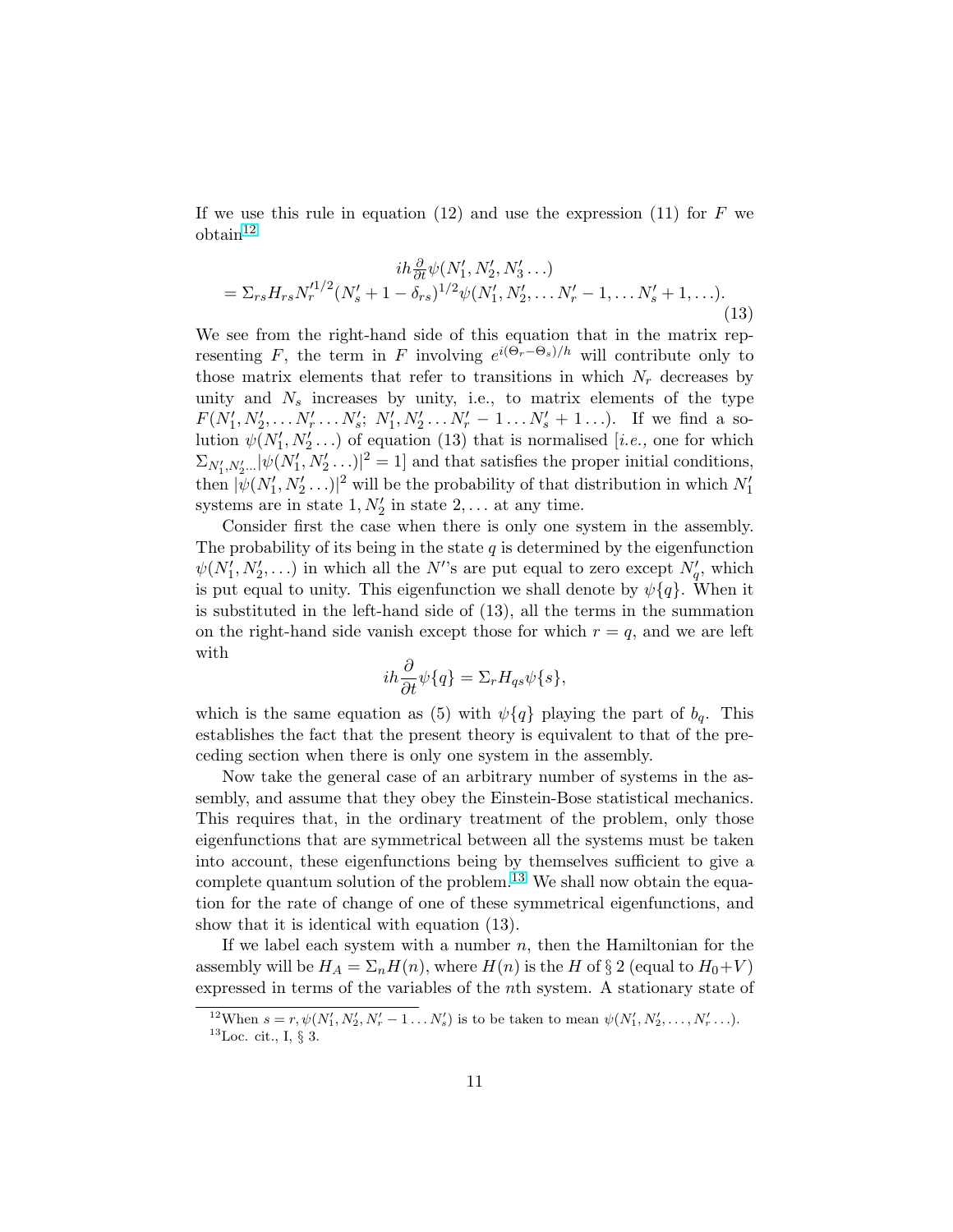If we use this rule in equation (12) and use the expression (11) for $F$ we obtain[12]

$$
\begin{aligned}
&ih\tfrac{\partial}{\partial t}\psi(N_1', N_2', N_3' \ldots) \\
&= \Sigma_{rs} H_{rs} N_r'^{1/2}(N_s' + 1 - \delta_{rs})^{1/2}\psi(N_1', N_2', \ldots N_r' - 1, \ldots N_s' + 1, \ldots).
\end{aligned} \tag{13}
$$

We see from the right-hand side of this equation that in the matrix representing $F$, the term in $F$ involving $e^{i(\Theta_r - \Theta_s)/h}$ will contribute only to those matrix elements that refer to transitions in which $N_r$ decreases by unity and $N_s$ increases by unity, i.e., to matrix elements of the type $F(N_1', N_2', \ldots N_r' \ldots N_s';\ N_1', N_2' \ldots N_r' - 1 \ldots N_s' + 1 \ldots)$. If we find a solution $\psi(N_1', N_2' \ldots)$ of equation (13) that is normalised [*i.e.,* one for which $\Sigma_{N_1', N_2' \ldots}|\psi(N_1', N_2' \ldots)|^2 = 1$] and that satisfies the proper initial conditions, then $|\psi(N_1', N_2' \ldots)|^2$ will be the probability of that distribution in which $N_1'$ systems are in state $1, N_2'$ in state $2, \ldots$ at any time.

Consider first the case when there is only one system in the assembly. The probability of its being in the state $q$ is determined by the eigenfunction $\psi(N_1', N_2', \ldots)$ in which all the $N'$'s are put equal to zero except $N_q'$, which is put equal to unity. This eigenfunction we shall denote by $\psi\{q\}$. When it is substituted in the left-hand side of (13), all the terms in the summation on the right-hand side vanish except those for which $r = q$, and we are left with

$$ih\frac{\partial}{\partial t}\psi\{q\} = \Sigma_r H_{qs}\psi\{s\},$$

which is the same equation as (5) with $\psi\{q\}$ playing the part of $b_q$. This establishes the fact that the present theory is equivalent to that of the preceding section when there is only one system in the assembly.

Now take the general case of an arbitrary number of systems in the assembly, and assume that they obey the Einstein-Bose statistical mechanics. This requires that, in the ordinary treatment of the problem, only those eigenfunctions that are symmetrical between all the systems must be taken into account, these eigenfunctions being by themselves sufficient to give a complete quantum solution of the problem.[13] We shall now obtain the equation for the rate of change of one of these symmetrical eigenfunctions, and show that it is identical with equation (13).

If we label each system with a number $n$, then the Hamiltonian for the assembly will be $H_A = \Sigma_n H(n)$, where $H(n)$ is the $H$ of § 2 (equal to $H_0 + V$) expressed in terms of the variables of the $n$th system. A stationary state of

---

[12]When $s = r, \psi(N_1', N_2', N_r' - 1 \ldots N_s')$ is to be taken to mean $\psi(N_1', N_2', \ldots, N_r' \ldots)$.

[13]Loc. cit., I, § 3.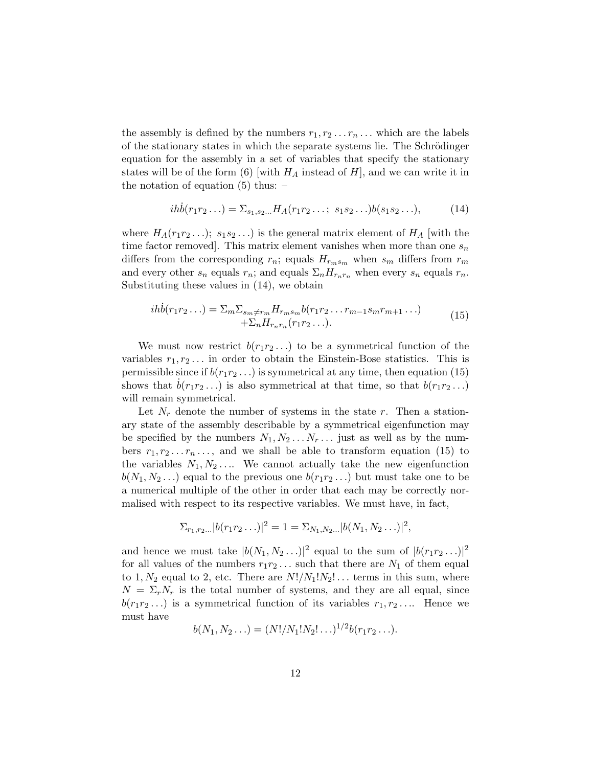the assembly is defined by the numbers $r_1, r_2 \ldots r_n \ldots$ which are the labels of the stationary states in which the separate systems lie. The Schrödinger equation for the assembly in a set of variables that specify the stationary states will be of the form (6) [with $H_A$ instead of $H$], and we can write it in the notation of equation (5) thus: –

$$ih\dot{b}(r_1 r_2 \ldots) = \Sigma_{s_1, s_2 \ldots} H_A(r_1 r_2 \ldots;\ s_1 s_2 \ldots) b(s_1 s_2 \ldots), \tag{14}$$

where $H_A(r_1 r_2 \ldots);\ s_1 s_2 \ldots)$ is the general matrix element of $H_A$ [with the time factor removed]. This matrix element vanishes when more than one $s_n$ differs from the corresponding $r_n$; equals $H_{r_m s_m}$ when $s_m$ differs from $r_m$ and every other $s_n$ equals $r_n$; and equals $\Sigma_n H_{r_n r_n}$ when every $s_n$ equals $r_n$. Substituting these values in (14), we obtain

$$\begin{aligned} ih\dot{b}(r_1 r_2 \ldots) = \Sigma_m \Sigma_{s_m \neq r_m} H_{r_m s_m} b(r_1 r_2 \ldots r_{m-1} s_m r_{m+1} \ldots) \\ + \Sigma_n H_{r_n r_n}(r_1 r_2 \ldots). \end{aligned} \tag{15}$$

We must now restrict $b(r_1 r_2 \ldots)$ to be a symmetrical function of the variables $r_1, r_2 \ldots$ in order to obtain the Einstein-Bose statistics. This is permissible since if $b(r_1 r_2 \ldots)$ is symmetrical at any time, then equation (15) shows that $\dot{b}(r_1 r_2 \ldots)$ is also symmetrical at that time, so that $b(r_1 r_2 \ldots)$ will remain symmetrical.

Let $N_r$ denote the number of systems in the state $r$. Then a stationary state of the assembly describable by a symmetrical eigenfunction may be specified by the numbers $N_1, N_2 \ldots N_r \ldots$ just as well as by the numbers $r_1, r_2 \ldots r_n \ldots$, and we shall be able to transform equation (15) to the variables $N_1, N_2 \ldots$. We cannot actually take the new eigenfunction $b(N_1, N_2 \ldots)$ equal to the previous one $b(r_1 r_2 \ldots)$ but must take one to be a numerical multiple of the other in order that each may be correctly normalised with respect to its respective variables. We must have, in fact,

$$\Sigma_{r_1, r_2 \ldots} |b(r_1 r_2 \ldots)|^2 = 1 = \Sigma_{N_1, N_2 \ldots} |b(N_1, N_2 \ldots)|^2,$$

and hence we must take $|b(N_1, N_2 \ldots)|^2$ equal to the sum of $|b(r_1 r_2 \ldots)|^2$ for all values of the numbers $r_1 r_2 \ldots$ such that there are $N_1$ of them equal to $1, N_2$ equal to 2, etc. There are $N!/N_1!N_2! \ldots$ terms in this sum, where $N = \Sigma_r N_r$ is the total number of systems, and they are all equal, since $b(r_1 r_2 \ldots)$ is a symmetrical function of its variables $r_1, r_2 \ldots$. Hence we must have

$$b(N_1, N_2 \ldots) = (N!/N_1!N_2! \ldots)^{1/2} b(r_1 r_2 \ldots).$$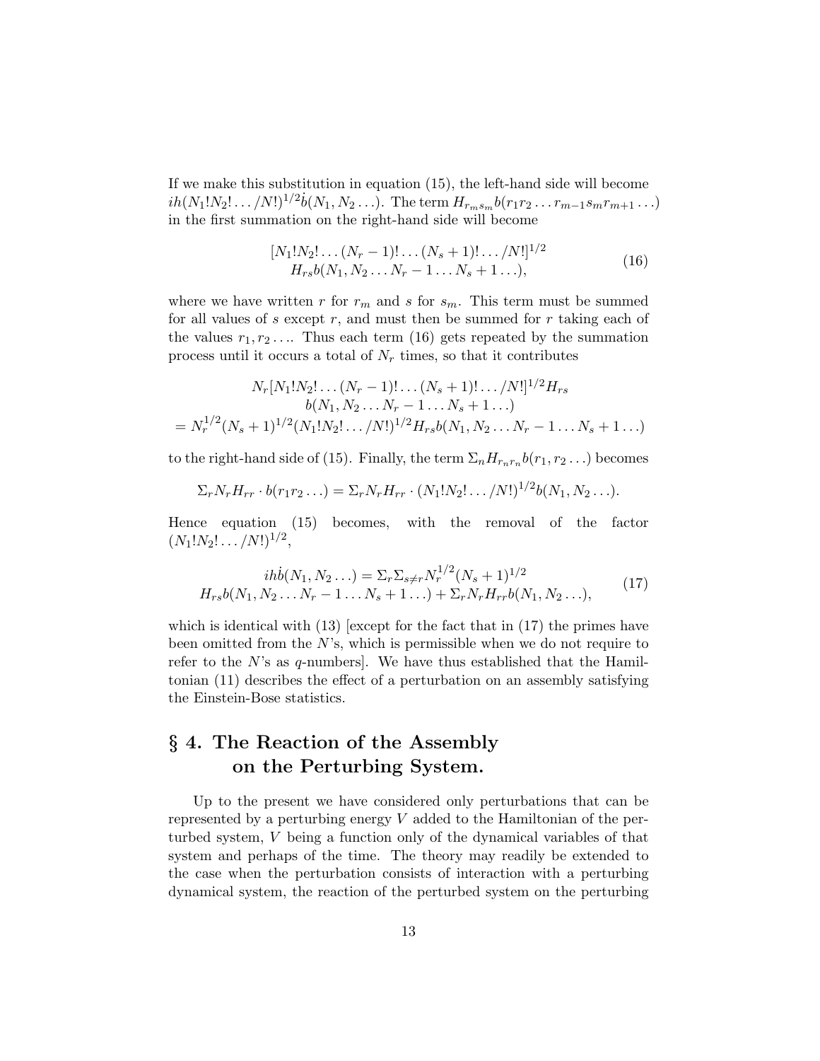If we make this substitution in equation (15), the left-hand side will become $ih(N_1!N_2!\ldots/N!)^{1/2}\dot{b}(N_1, N_2\ldots)$. The term $H_{r_m s_m}b(r_1 r_2 \ldots r_{m-1} s_m r_{m+1}\ldots)$ in the first summation on the right-hand side will become

$$
\begin{gathered}
[N_1!N_2!\ldots(N_r-1)!\ldots(N_s+1)!\ldots/N!]^{1/2} \\
H_{rs}b(N_1, N_2\ldots N_r-1\ldots N_s+1\ldots),
\end{gathered}
\tag{16}
$$

where we have written $r$ for $r_m$ and $s$ for $s_m$. This term must be summed for all values of $s$ except $r$, and must then be summed for $r$ taking each of the values $r_1, r_2\ldots$. Thus each term (16) gets repeated by the summation process until it occurs a total of $N_r$ times, so that it contributes

$$
\begin{gathered}
N_r[N_1!N_2!\ldots(N_r-1)!\ldots(N_s+1)!\ldots/N!]^{1/2}H_{rs} \\
b(N_1, N_2\ldots N_r-1\ldots N_s+1\ldots) \\
= N_r^{1/2}(N_s+1)^{1/2}(N_1!N_2!\ldots/N!)^{1/2}H_{rs}b(N_1, N_2\ldots N_r-1\ldots N_s+1\ldots)
\end{gathered}
$$

to the right-hand side of (15). Finally, the term $\Sigma_n H_{r_n r_n} b(r_1, r_2\ldots)$ becomes

$$
\Sigma_r N_r H_{rr}\cdot b(r_1 r_2\ldots) = \Sigma_r N_r H_{rr}\cdot(N_1!N_2!\ldots/N!)^{1/2}b(N_1, N_2\ldots).
$$

Hence equation (15) becomes, with the removal of the factor $(N_1!N_2!\ldots/N!)^{1/2}$,

$$
\begin{gathered}
ih\dot{b}(N_1, N_2\ldots) = \Sigma_r\Sigma_{s\neq r}N_r^{1/2}(N_s+1)^{1/2} \\
H_{rs}b(N_1, N_2\ldots N_r-1\ldots N_s+1\ldots) + \Sigma_r N_r H_{rr}b(N_1, N_2\ldots),
\end{gathered}
\tag{17}
$$

which is identical with (13) [except for the fact that in (17) the primes have been omitted from the $N$'s, which is permissible when we do not require to refer to the $N$'s as $q$-numbers]. We have thus established that the Hamiltonian (11) describes the effect of a perturbation on an assembly satisfying the Einstein-Bose statistics.

## § 4. The Reaction of the Assembly on the Perturbing System.

Up to the present we have considered only perturbations that can be represented by a perturbing energy $V$ added to the Hamiltonian of the perturbed system, $V$ being a function only of the dynamical variables of that system and perhaps of the time. The theory may readily be extended to the case when the perturbation consists of interaction with a perturbing dynamical system, the reaction of the perturbed system on the perturbing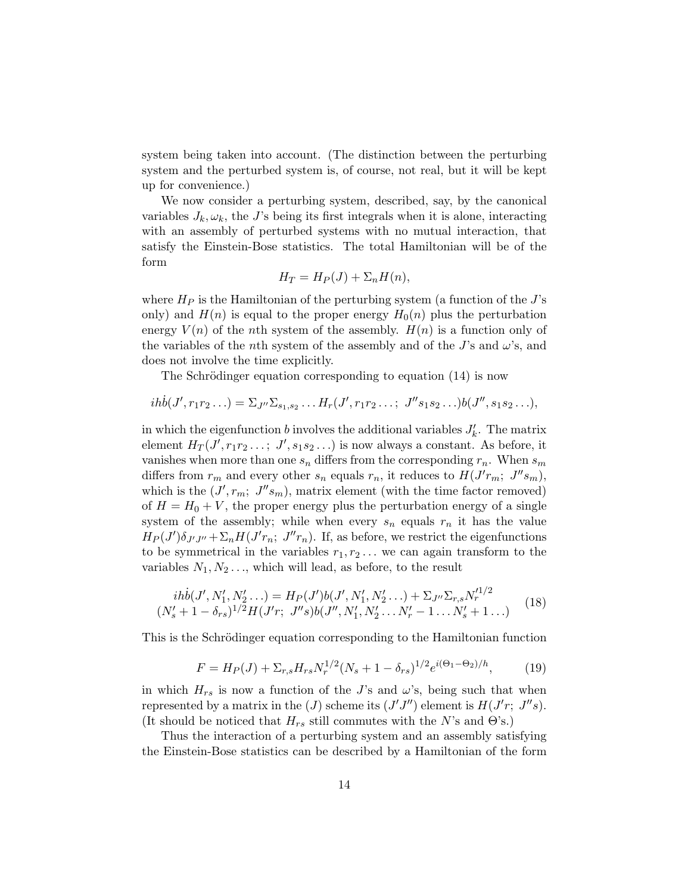system being taken into account. (The distinction between the perturbing system and the perturbed system is, of course, not real, but it will be kept up for convenience.)

We now consider a perturbing system, described, say, by the canonical variables $J_k, \omega_k$, the $J$'s being its first integrals when it is alone, interacting with an assembly of perturbed systems with no mutual interaction, that satisfy the Einstein-Bose statistics. The total Hamiltonian will be of the form

$$H_T = H_P(J) + \Sigma_n H(n),$$

where $H_P$ is the Hamiltonian of the perturbing system (a function of the $J$'s only) and $H(n)$ is equal to the proper energy $H_0(n)$ plus the perturbation energy $V(n)$ of the $n$th system of the assembly. $H(n)$ is a function only of the variables of the $n$th system of the assembly and of the $J$'s and $\omega$'s, and does not involve the time explicitly.

The Schrödinger equation corresponding to equation (14) is now

$$ih\dot{b}(J', r_1 r_2 \ldots) = \Sigma_{J''} \Sigma_{s_1, s_2} \ldots H_r(J', r_1 r_2 \ldots;\ J'' s_1 s_2 \ldots) b(J'', s_1 s_2 \ldots),$$

in which the eigenfunction $b$ involves the additional variables $J_k'$. The matrix element $H_T(J', r_1 r_2 \ldots;\ J', s_1 s_2 \ldots)$ is now always a constant. As before, it vanishes when more than one $s_n$ differs from the corresponding $r_n$. When $s_m$ differs from $r_m$ and every other $s_n$ equals $r_n$, it reduces to $H(J' r_m;\ J'' s_m)$, which is the $(J', r_m;\ J'' s_m)$, matrix element (with the time factor removed) of $H = H_0 + V$, the proper energy plus the perturbation energy of a single system of the assembly; while when every $s_n$ equals $r_n$ it has the value $H_P(J')\delta_{J'J''} + \Sigma_n H(J' r_n;\ J'' r_n)$. If, as before, we restrict the eigenfunctions to be symmetrical in the variables $r_1, r_2 \ldots$ we can again transform to the variables $N_1, N_2 \ldots$, which will lead, as before, to the result

$$\begin{aligned} ih\dot{b}(J', N_1', N_2' \ldots) = H_P(J') b(J', N_1', N_2' \ldots) + \Sigma_{J''} \Sigma_{r,s} N_r'^{1/2} \\ (N_s' + 1 - \delta_{rs})^{1/2} H(J' r;\ J'' s) b(J'', N_1', N_2' \ldots N_r' - 1 \ldots N_s' + 1 \ldots) \end{aligned} \tag{18}$$

This is the Schrödinger equation corresponding to the Hamiltonian function

$$F = H_P(J) + \Sigma_{r,s} H_{rs} N_r^{1/2} (N_s + 1 - \delta_{rs})^{1/2} e^{i(\Theta_1 - \Theta_2)/h}, \tag{19}$$

in which $H_{rs}$ is now a function of the $J$'s and $\omega$'s, being such that when represented by a matrix in the $(J)$ scheme its $(J' J'')$ element is $H(J' r;\ J'' s)$. (It should be noticed that $H_{rs}$ still commutes with the $N$'s and $\Theta$'s.)

Thus the interaction of a perturbing system and an assembly satisfying the Einstein-Bose statistics can be described by a Hamiltonian of the form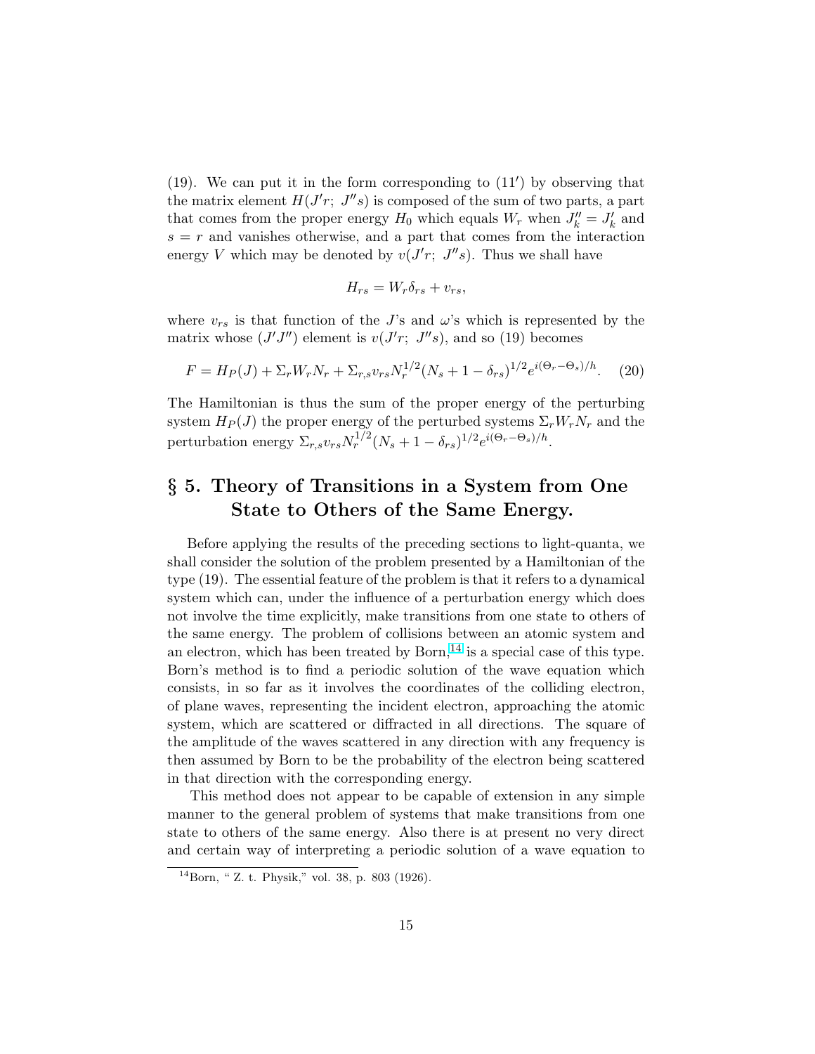(19). We can put it in the form corresponding to (11′) by observing that the matrix element $H(J'r;\ J''s)$ is composed of the sum of two parts, a part that comes from the proper energy $H_0$ which equals $W_r$ when $J''_k = J'_k$ and $s = r$ and vanishes otherwise, and a part that comes from the interaction energy $V$ which may be denoted by $v(J'r;\ J''s)$. Thus we shall have

$$H_{rs} = W_r \delta_{rs} + v_{rs},$$

where $v_{rs}$ is that function of the $J$'s and $\omega$'s which is represented by the matrix whose $(J'J'')$ element is $v(J'r;\ J''s)$, and so (19) becomes

$$F = H_P(J) + \Sigma_r W_r N_r + \Sigma_{r,s} v_{rs} N_r^{1/2} (N_s + 1 - \delta_{rs})^{1/2} e^{i(\Theta_r - \Theta_s)/h}. \quad (20)$$

The Hamiltonian is thus the sum of the proper energy of the perturbing system $H_P(J)$ the proper energy of the perturbed systems $\Sigma_r W_r N_r$ and the perturbation energy $\Sigma_{r,s} v_{rs} N_r^{1/2} (N_s + 1 - \delta_{rs})^{1/2} e^{i(\Theta_r - \Theta_s)/h}$.

## § 5. Theory of Transitions in a System from One State to Others of the Same Energy.

Before applying the results of the preceding sections to light-quanta, we shall consider the solution of the problem presented by a Hamiltonian of the type (19). The essential feature of the problem is that it refers to a dynamical system which can, under the influence of a perturbation energy which does not involve the time explicitly, make transitions from one state to others of the same energy. The problem of collisions between an atomic system and an electron, which has been treated by Born,[14] is a special case of this type. Born's method is to find a periodic solution of the wave equation which consists, in so far as it involves the coordinates of the colliding electron, of plane waves, representing the incident electron, approaching the atomic system, which are scattered or diffracted in all directions. The square of the amplitude of the waves scattered in any direction with any frequency is then assumed by Born to be the probability of the electron being scattered in that direction with the corresponding energy.

This method does not appear to be capable of extension in any simple manner to the general problem of systems that make transitions from one state to others of the same energy. Also there is at present no very direct and certain way of interpreting a periodic solution of a wave equation to

[14] Born, " Z. t. Physik," vol. 38, p. 803 (1926).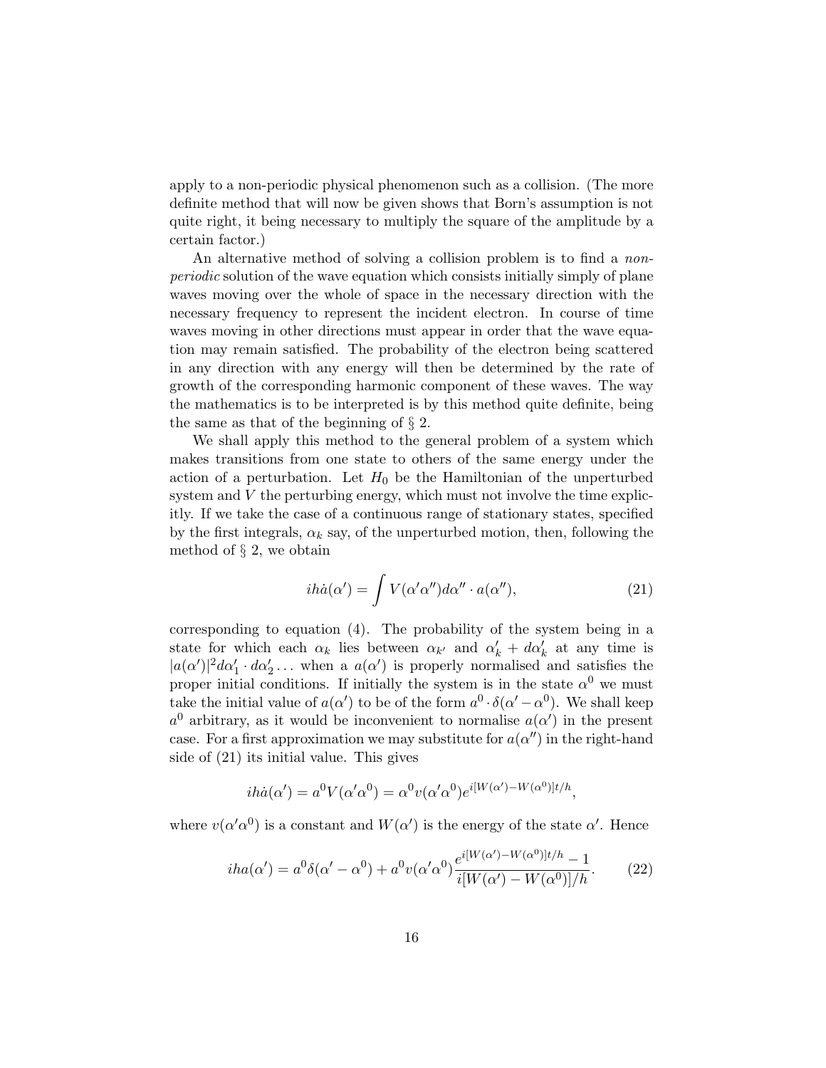apply to a non-periodic physical phenomenon such as a collision. (The more definite method that will now be given shows that Born's assumption is not quite right, it being necessary to multiply the square of the amplitude by a certain factor.)

An alternative method of solving a collision problem is to find a *non-periodic* solution of the wave equation which consists initially simply of plane waves moving over the whole of space in the necessary direction with the necessary frequency to represent the incident electron. In course of time waves moving in other directions must appear in order that the wave equation may remain satisfied. The probability of the electron being scattered in any direction with any energy will then be determined by the rate of growth of the corresponding harmonic component of these waves. The way the mathematics is to be interpreted is by this method quite definite, being the same as that of the beginning of § 2.

We shall apply this method to the general problem of a system which makes transitions from one state to others of the same energy under the action of a perturbation. Let $H_0$ be the Hamiltonian of the unperturbed system and $V$ the perturbing energy, which must not involve the time explicitly. If we take the case of a continuous range of stationary states, specified by the first integrals, $\alpha_k$ say, of the unperturbed motion, then, following the method of § 2, we obtain

$$ih\dot{a}(\alpha') = \int V(\alpha'\alpha'')d\alpha'' \cdot a(\alpha''), \tag{21}$$

corresponding to equation (4). The probability of the system being in a state for which each $\alpha_k$ lies between $\alpha_{k'}$ and $\alpha'_k + d\alpha'_k$ at any time is $|a(\alpha')|^2 d\alpha'_1 \cdot d\alpha'_2 \dots$ when a $a(\alpha')$ is properly normalised and satisfies the proper initial conditions. If initially the system is in the state $\alpha^0$ we must take the initial value of $a(\alpha')$ to be of the form $a^0 \cdot \delta(\alpha' - \alpha^0)$. We shall keep $a^0$ arbitrary, as it would be inconvenient to normalise $a(\alpha')$ in the present case. For a first approximation we may substitute for $a(\alpha'')$ in the right-hand side of (21) its initial value. This gives

$$ih\dot{a}(\alpha') = a^0 V(\alpha'\alpha^0) = \alpha^0 v(\alpha'\alpha^0) e^{i[W(\alpha') - W(\alpha^0)]t/h},$$

where $v(\alpha'\alpha^0)$ is a constant and $W(\alpha')$ is the energy of the state $\alpha'$. Hence

$$iha(\alpha') = a^0 \delta(\alpha' - \alpha^0) + a^0 v(\alpha'\alpha^0) \frac{e^{i[W(\alpha') - W(\alpha^0)]t/h} - 1}{i[W(\alpha') - W(\alpha^0)]/h}. \tag{22}$$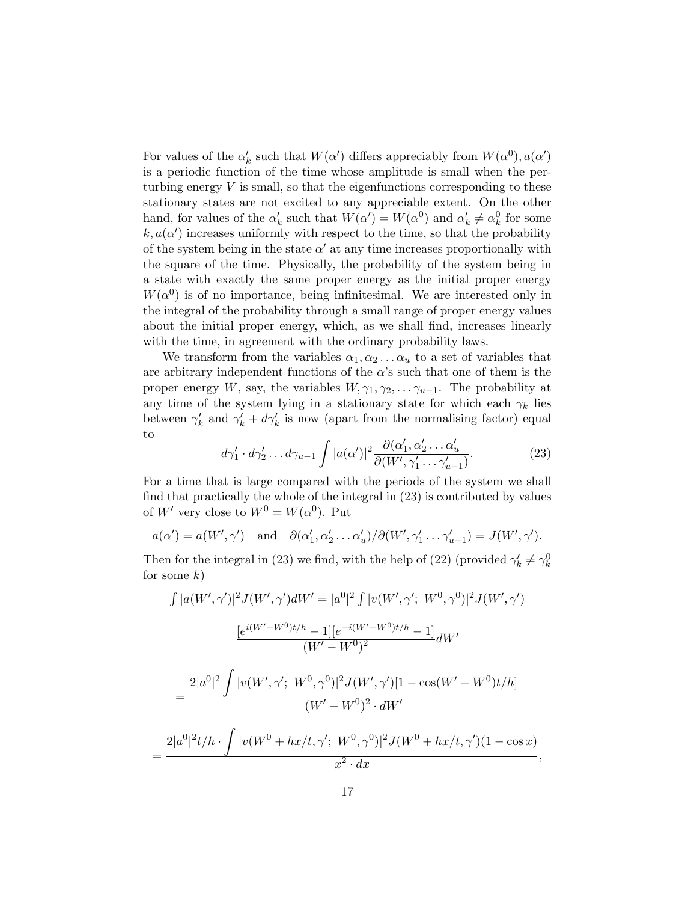For values of the $\alpha'_k$ such that $W(\alpha')$ differs appreciably from $W(\alpha^0), a(\alpha')$ is a periodic function of the time whose amplitude is small when the perturbing energy $V$ is small, so that the eigenfunctions corresponding to these stationary states are not excited to any appreciable extent. On the other hand, for values of the $\alpha'_k$ such that $W(\alpha') = W(\alpha^0)$ and $\alpha'_k \neq \alpha^0_k$ for some $k, a(\alpha')$ increases uniformly with respect to the time, so that the probability of the system being in the state $\alpha'$ at any time increases proportionally with the square of the time. Physically, the probability of the system being in a state with exactly the same proper energy as the initial proper energy $W(\alpha^0)$ is of no importance, being infinitesimal. We are interested only in the integral of the probability through a small range of proper energy values about the initial proper energy, which, as we shall find, increases linearly with the time, in agreement with the ordinary probability laws.

We transform from the variables $\alpha_1, \alpha_2 \dots \alpha_u$ to a set of variables that are arbitrary independent functions of the $\alpha$'s such that one of them is the proper energy $W$, say, the variables $W, \gamma_1, \gamma_2, \dots \gamma_{u-1}$. The probability at any time of the system lying in a stationary state for which each $\gamma_k$ lies between $\gamma'_k$ and $\gamma'_k + d\gamma'_k$ is now (apart from the normalising factor) equal to

$$d\gamma'_1 \cdot d\gamma'_2 \dots d\gamma_{u-1} \int |a(\alpha')|^2 \frac{\partial(\alpha'_1, \alpha'_2 \dots \alpha'_u}{\partial(W', \gamma'_1 \dots \gamma'_{u-1})}. \tag{23}$$

For a time that is large compared with the periods of the system we shall find that practically the whole of the integral in (23) is contributed by values of $W'$ very close to $W^0 = W(\alpha^0)$. Put

$$a(\alpha') = a(W', \gamma') \quad \text{and} \quad \partial(\alpha'_1, \alpha'_2 \dots \alpha'_u)/\partial(W', \gamma'_1 \dots \gamma'_{u-1}) = J(W', \gamma').$$

Then for the integral in (23) we find, with the help of (22) (provided $\gamma'_k \neq \gamma^0_k$ for some $k$)

$$\int |a(W', \gamma')|^2 J(W', \gamma') dW' = |a^0|^2 \int |v(W', \gamma';\ W^0, \gamma^0)|^2 J(W', \gamma')$$

$$\frac{[e^{i(W'-W^0)t/h} - 1][e^{-i(W'-W^0)t/h} - 1]}{(W' - W^0)^2} dW'$$

$$= \frac{2|a^0|^2 \int |v(W', \gamma';\ W^0, \gamma^0)|^2 J(W', \gamma')[1 - \cos(W' - W^0)t/h]}{(W' - W^0)^2 \cdot dW'}$$

$$= \frac{2|a^0|^2 t/h \cdot \int |v(W^0 + hx/t, \gamma';\ W^0, \gamma^0)|^2 J(W^0 + hx/t, \gamma')(1 - \cos x)}{x^2 \cdot dx},$$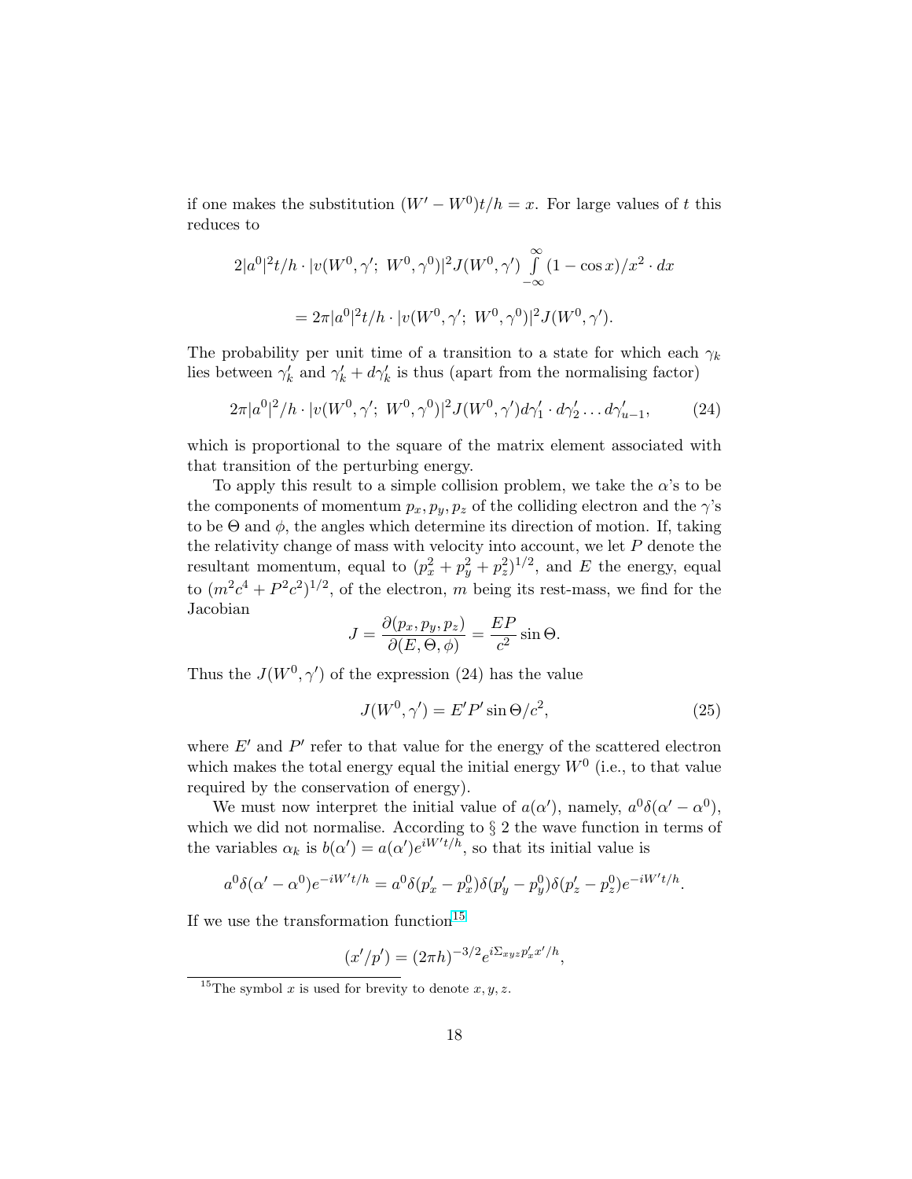if one makes the substitution $(W' - W^0)t/h = x$. For large values of $t$ this reduces to

$$2|a^0|^2 t/h \cdot |v(W^0, \gamma';\ W^0, \gamma^0)|^2 J(W^0, \gamma') \int\limits_{-\infty}^{\infty} (1 - \cos x)/x^2 \cdot dx$$

$$= 2\pi |a^0|^2 t/h \cdot |v(W^0, \gamma';\ W^0, \gamma^0)|^2 J(W^0, \gamma').$$

The probability per unit time of a transition to a state for which each $\gamma_k$ lies between $\gamma'_k$ and $\gamma'_k + d\gamma'_k$ is thus (apart from the normalising factor)

$$2\pi |a^0|^2/h \cdot |v(W^0, \gamma';\ W^0, \gamma^0)|^2 J(W^0, \gamma') d\gamma'_1 \cdot d\gamma'_2 \dots d\gamma'_{u-1}, \tag{24}$$

which is proportional to the square of the matrix element associated with that transition of the perturbing energy.

To apply this result to a simple collision problem, we take the $\alpha$'s to be the components of momentum $p_x, p_y, p_z$ of the colliding electron and the $\gamma$'s to be $\Theta$ and $\phi$, the angles which determine its direction of motion. If, taking the relativity change of mass with velocity into account, we let $P$ denote the resultant momentum, equal to $(p_x^2 + p_y^2 + p_z^2)^{1/2}$, and $E$ the energy, equal to $(m^2c^4 + P^2c^2)^{1/2}$, of the electron, $m$ being its rest-mass, we find for the Jacobian

$$J = \frac{\partial(p_x, p_y, p_z)}{\partial(E, \Theta, \phi)} = \frac{EP}{c^2} \sin\Theta.$$

Thus the $J(W^0, \gamma')$ of the expression (24) has the value

$$J(W^0, \gamma') = E'P' \sin\Theta / c^2, \tag{25}$$

where $E'$ and $P'$ refer to that value for the energy of the scattered electron which makes the total energy equal the initial energy $W^0$ (i.e., to that value required by the conservation of energy).

We must now interpret the initial value of $a(\alpha')$, namely, $a^0\delta(\alpha' - \alpha^0)$, which we did not normalise. According to § 2 the wave function in terms of the variables $\alpha_k$ is $b(\alpha') = a(\alpha')e^{iW't/h}$, so that its initial value is

$$a^0\delta(\alpha' - \alpha^0)e^{-iW't/h} = a^0\delta(p'_x - p_x^0)\delta(p'_y - p_y^0)\delta(p'_z - p_z^0)e^{-iW't/h}.$$

If we use the transformation function[15]

$$(x'/p') = (2\pi h)^{-3/2} e^{i\Sigma_{xyz} p'_x x'/h},$$

[15] The symbol $x$ is used for brevity to denote $x, y, z$.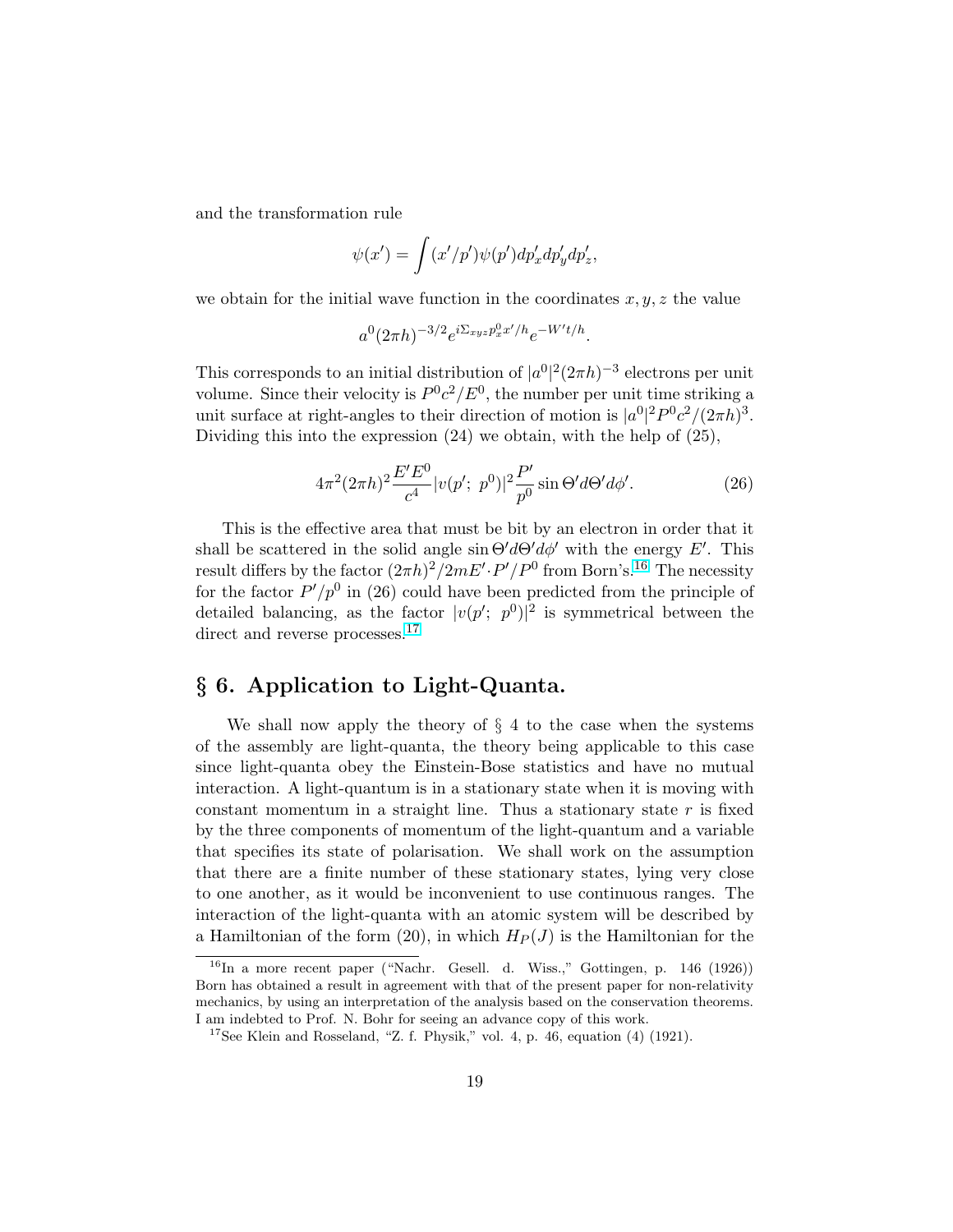and the transformation rule

$$\psi(x') = \int (x'/p')\psi(p')dp'_x dp'_y dp'_z,$$

we obtain for the initial wave function in the coordinates $x, y, z$ the value

$$a^0(2\pi h)^{-3/2}e^{i\Sigma_{xyz}p_x^0 x'/h}e^{-W't/h}.$$

This corresponds to an initial distribution of $|a^0|^2(2\pi h)^{-3}$ electrons per unit volume. Since their velocity is $P^0c^2/E^0$, the number per unit time striking a unit surface at right-angles to their direction of motion is $|a^0|^2P^0c^2/(2\pi h)^3$. Dividing this into the expression (24) we obtain, with the help of (25),

$$4\pi^2(2\pi h)^2\frac{E'E^0}{c^4}|v(p';\ p^0)|^2\frac{P'}{p^0}\sin\Theta' d\Theta' d\phi'. \tag{26}$$

This is the effective area that must be bit by an electron in order that it shall be scattered in the solid angle $\sin\Theta' d\Theta' d\phi'$ with the energy $E'$. This result differs by the factor $(2\pi h)^2/2mE'\cdot P'/P^0$ from Born's.[16] The necessity for the factor $P'/p^0$ in (26) could have been predicted from the principle of detailed balancing, as the factor $|v(p';\ p^0)|^2$ is symmetrical between the direct and reverse processes.[17]

## § 6. Application to Light-Quanta.

We shall now apply the theory of § 4 to the case when the systems of the assembly are light-quanta, the theory being applicable to this case since light-quanta obey the Einstein-Bose statistics and have no mutual interaction. A light-quantum is in a stationary state when it is moving with constant momentum in a straight line. Thus a stationary state $r$ is fixed by the three components of momentum of the light-quantum and a variable that specifies its state of polarisation. We shall work on the assumption that there are a finite number of these stationary states, lying very close to one another, as it would be inconvenient to use continuous ranges. The interaction of the light-quanta with an atomic system will be described by a Hamiltonian of the form (20), in which $H_P(J)$ is the Hamiltonian for the

---

[16] In a more recent paper ("Nachr. Gesell. d. Wiss.," Gottingen, p. 146 (1926)) Born has obtained a result in agreement with that of the present paper for non-relativity mechanics, by using an interpretation of the analysis based on the conservation theorems. I am indebted to Prof. N. Bohr for seeing an advance copy of this work.

[17] See Klein and Rosseland, "Z. f. Physik," vol. 4, p. 46, equation (4) (1921).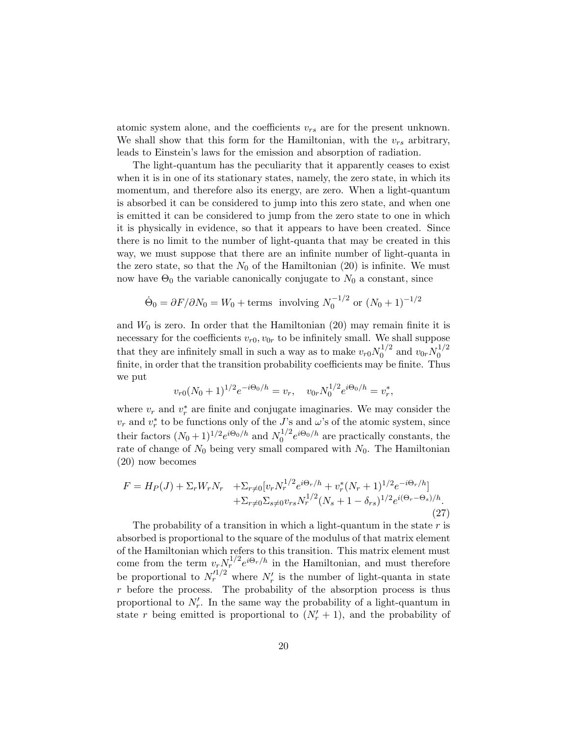atomic system alone, and the coefficients $v_{rs}$ are for the present unknown. We shall show that this form for the Hamiltonian, with the $v_{rs}$ arbitrary, leads to Einstein's laws for the emission and absorption of radiation.

The light-quantum has the peculiarity that it apparently ceases to exist when it is in one of its stationary states, namely, the zero state, in which its momentum, and therefore also its energy, are zero. When a light-quantum is absorbed it can be considered to jump into this zero state, and when one is emitted it can be considered to jump from the zero state to one in which it is physically in evidence, so that it appears to have been created. Since there is no limit to the number of light-quanta that may be created in this way, we must suppose that there are an infinite number of light-quanta in the zero state, so that the $N_0$ of the Hamiltonian (20) is infinite. We must now have $\Theta_0$ the variable canonically conjugate to $N_0$ a constant, since

$$\dot{\Theta}_0 = \partial F / \partial N_0 = W_0 + \text{terms involving } N_0^{-1/2} \text{ or } (N_0+1)^{-1/2}$$

and $W_0$ is zero. In order that the Hamiltonian (20) may remain finite it is necessary for the coefficients $v_{r0}, v_{0r}$ to be infinitely small. We shall suppose that they are infinitely small in such a way as to make $v_{r0} N_0^{1/2}$ and $v_{0r} N_0^{1/2}$ finite, in order that the transition probability coefficients may be finite. Thus we put

$$v_{r0}(N_0+1)^{1/2} e^{-i\Theta_0/h} = v_r, \quad v_{0r} N_0^{1/2} e^{i\Theta_0/h} = v_r^*,$$

where $v_r$ and $v_r^*$ are finite and conjugate imaginaries. We may consider the $v_r$ and $v_r^*$ to be functions only of the $J$'s and $\omega$'s of the atomic system, since their factors $(N_0+1)^{1/2} e^{i\Theta_0/h}$ and $N_0^{1/2} e^{i\Theta_0/h}$ are practically constants, the rate of change of $N_0$ being very small compared with $N_0$. The Hamiltonian (20) now becomes

$$\begin{aligned} F = H_P(J) + \Sigma_r W_r N_r \quad & + \Sigma_{r \neq 0} [v_r N_r^{1/2} e^{i\Theta_r/h} + v_r^* (N_r+1)^{1/2} e^{-i\Theta_r/h}] \\ & + \Sigma_{r \neq 0} \Sigma_{s \neq 0} v_{rs} N_r^{1/2} (N_s + 1 - \delta_{rs})^{1/2} e^{i(\Theta_r - \Theta_s)/h}. \end{aligned} \tag{27}$$

The probability of a transition in which a light-quantum in the state $r$ is absorbed is proportional to the square of the modulus of that matrix element of the Hamiltonian which refers to this transition. This matrix element must come from the term $v_r N_r^{1/2} e^{i\Theta_r/h}$ in the Hamiltonian, and must therefore be proportional to $N_r'^{1/2}$ where $N_r'$ is the number of light-quanta in state $r$ before the process. The probability of the absorption process is thus proportional to $N_r'$. In the same way the probability of a light-quantum in state $r$ being emitted is proportional to $(N_r' + 1)$, and the probability of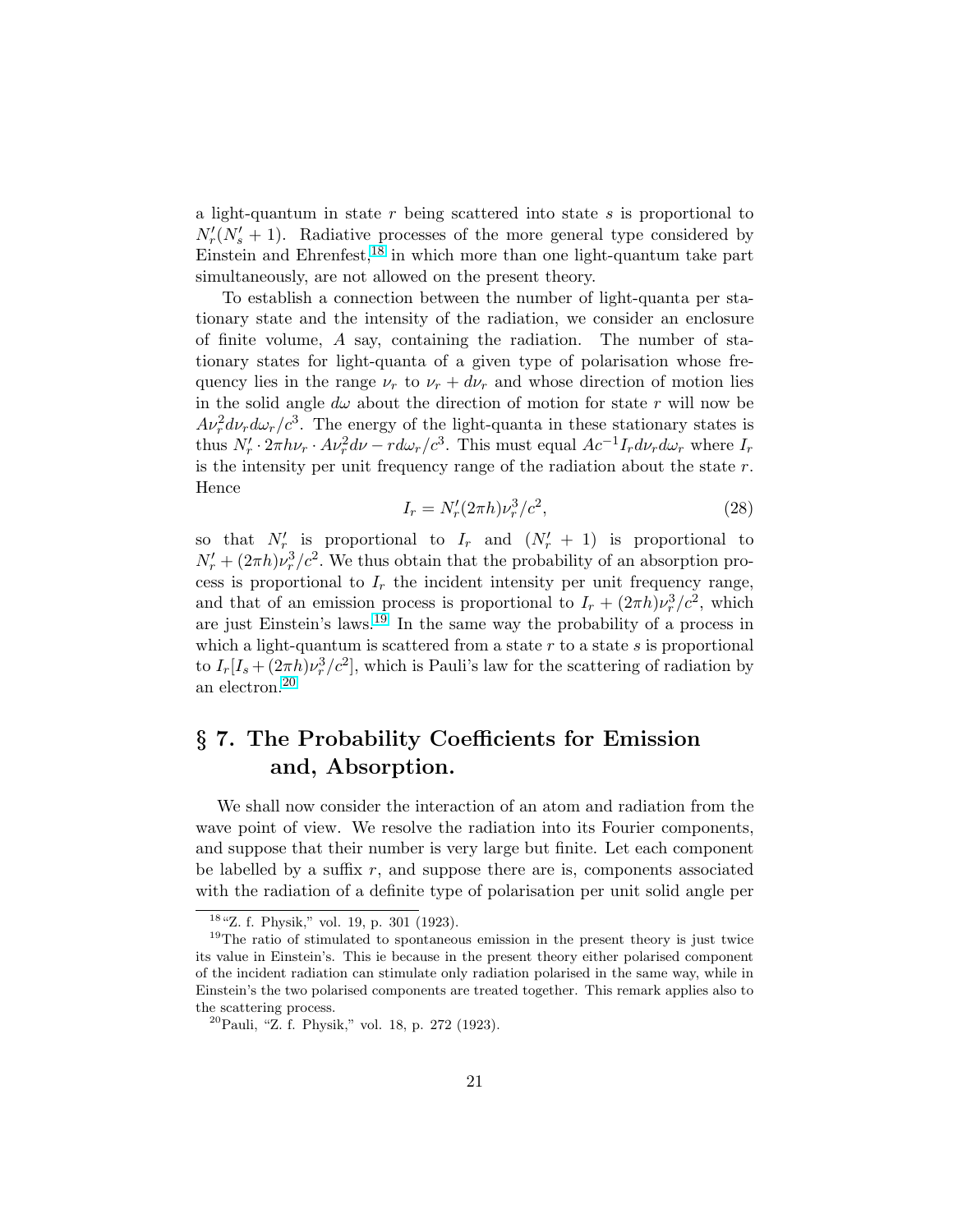a light-quantum in state $r$ being scattered into state $s$ is proportional to $N'_r(N'_s + 1)$. Radiative processes of the more general type considered by Einstein and Ehrenfest,[18] in which more than one light-quantum take part simultaneously, are not allowed on the present theory.

To establish a connection between the number of light-quanta per stationary state and the intensity of the radiation, we consider an enclosure of finite volume, $A$ say, containing the radiation. The number of stationary states for light-quanta of a given type of polarisation whose frequency lies in the range $\nu_r$ to $\nu_r + d\nu_r$ and whose direction of motion lies in the solid angle $d\omega$ about the direction of motion for state $r$ will now be $A\nu_r^2 d\nu_r d\omega_r/c^3$. The energy of the light-quanta in these stationary states is thus $N'_r \cdot 2\pi h\nu_r \cdot A\nu_r^2 d\nu - r d\omega_r/c^3$. This must equal $Ac^{-1}I_r d\nu_r d\omega_r$ where $I_r$ is the intensity per unit frequency range of the radiation about the state $r$. Hence

$$I_r = N'_r(2\pi h)\nu_r^3/c^2, \tag{28}$$

so that $N'_r$ is proportional to $I_r$ and $(N'_r + 1)$ is proportional to $N'_r + (2\pi h)\nu_r^3/c^2$. We thus obtain that the probability of an absorption process is proportional to $I_r$ the incident intensity per unit frequency range, and that of an emission process is proportional to $I_r + (2\pi h)\nu_r^3/c^2$, which are just Einstein's laws.[19] In the same way the probability of a process in which a light-quantum is scattered from a state $r$ to a state $s$ is proportional to $I_r[I_s + (2\pi h)\nu_r^3/c^2]$, which is Pauli's law for the scattering of radiation by an electron.[20]

## § 7. The Probability Coefficients for Emission and, Absorption.

We shall now consider the interaction of an atom and radiation from the wave point of view. We resolve the radiation into its Fourier components, and suppose that their number is very large but finite. Let each component be labelled by a suffix $r$, and suppose there are is, components associated with the radiation of a definite type of polarisation per unit solid angle per

---

[18] "Z. f. Physik," vol. 19, p. 301 (1923).

[19] The ratio of stimulated to spontaneous emission in the present theory is just twice its value in Einstein's. This ie because in the present theory either polarised component of the incident radiation can stimulate only radiation polarised in the same way, while in Einstein's the two polarised components are treated together. This remark applies also to the scattering process.

[20] Pauli, "Z. f. Physik," vol. 18, p. 272 (1923).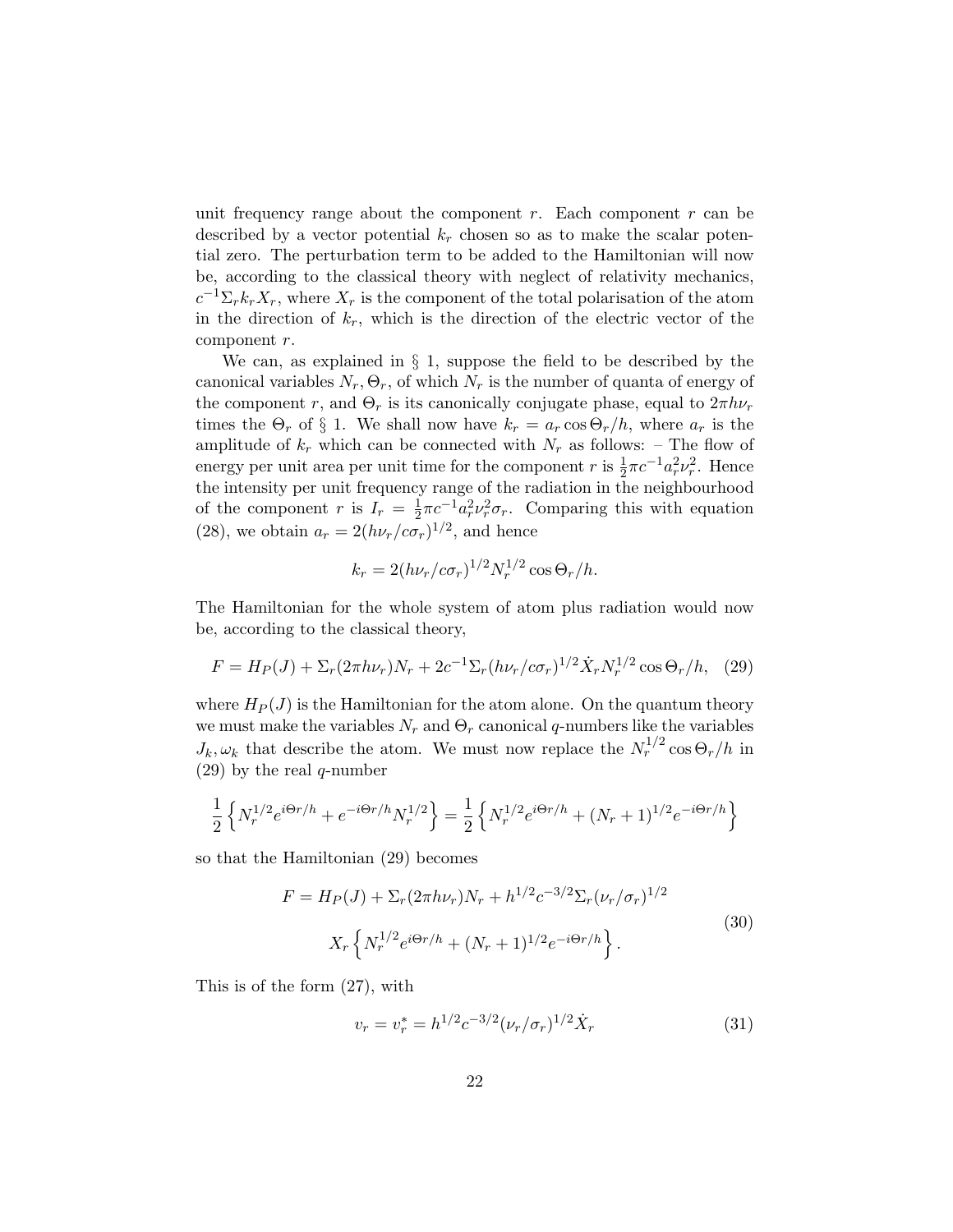unit frequency range about the component $r$. Each component $r$ can be described by a vector potential $k_r$ chosen so as to make the scalar potential zero. The perturbation term to be added to the Hamiltonian will now be, according to the classical theory with neglect of relativity mechanics, $c^{-1}\Sigma_r k_r X_r$, where $X_r$ is the component of the total polarisation of the atom in the direction of $k_r$, which is the direction of the electric vector of the component $r$.

We can, as explained in § 1, suppose the field to be described by the canonical variables $N_r, \Theta_r$, of which $N_r$ is the number of quanta of energy of the component $r$, and $\Theta_r$ is its canonically conjugate phase, equal to $2\pi h\nu_r$ times the $\Theta_r$ of § 1. We shall now have $k_r = a_r \cos\Theta_r/h$, where $a_r$ is the amplitude of $k_r$ which can be connected with $N_r$ as follows: – The flow of energy per unit area per unit time for the component $r$ is $\frac{1}{2}\pi c^{-1}a_r^2\nu_r^2$. Hence the intensity per unit frequency range of the radiation in the neighbourhood of the component $r$ is $I_r = \frac{1}{2}\pi c^{-1}a_r^2\nu_r^2\sigma_r$. Comparing this with equation (28), we obtain $a_r = 2(h\nu_r/c\sigma_r)^{1/2}$, and hence

$$k_r = 2(h\nu_r/c\sigma_r)^{1/2}N_r^{1/2}\cos\Theta_r/h.$$

The Hamiltonian for the whole system of atom plus radiation would now be, according to the classical theory,

$$F = H_P(J) + \Sigma_r(2\pi h\nu_r)N_r + 2c^{-1}\Sigma_r(h\nu_r/c\sigma_r)^{1/2}\dot{X}_r N_r^{1/2}\cos\Theta_r/h, \quad (29)$$

where $H_P(J)$ is the Hamiltonian for the atom alone. On the quantum theory we must make the variables $N_r$ and $\Theta_r$ canonical $q$-numbers like the variables $J_k, \omega_k$ that describe the atom. We must now replace the $N_r^{1/2}\cos\Theta_r/h$ in (29) by the real $q$-number

$$\frac{1}{2}\left\{N_r^{1/2}e^{i\Theta r/h} + e^{-i\Theta r/h}N_r^{1/2}\right\} = \frac{1}{2}\left\{N_r^{1/2}e^{i\Theta r/h} + (N_r+1)^{1/2}e^{-i\Theta r/h}\right\}$$

so that the Hamiltonian (29) becomes

$$\begin{aligned} F = H_P(J) + \Sigma_r(2\pi h\nu_r)N_r + h^{1/2}c^{-3/2}\Sigma_r(\nu_r/\sigma_r)^{1/2} \\ X_r\left\{N_r^{1/2}e^{i\Theta r/h} + (N_r+1)^{1/2}e^{-i\Theta r/h}\right\}. \end{aligned} \quad (30)$$

This is of the form (27), with

$$v_r = v_r^* = h^{1/2}c^{-3/2}(\nu_r/\sigma_r)^{1/2}\dot{X}_r \quad (31)$$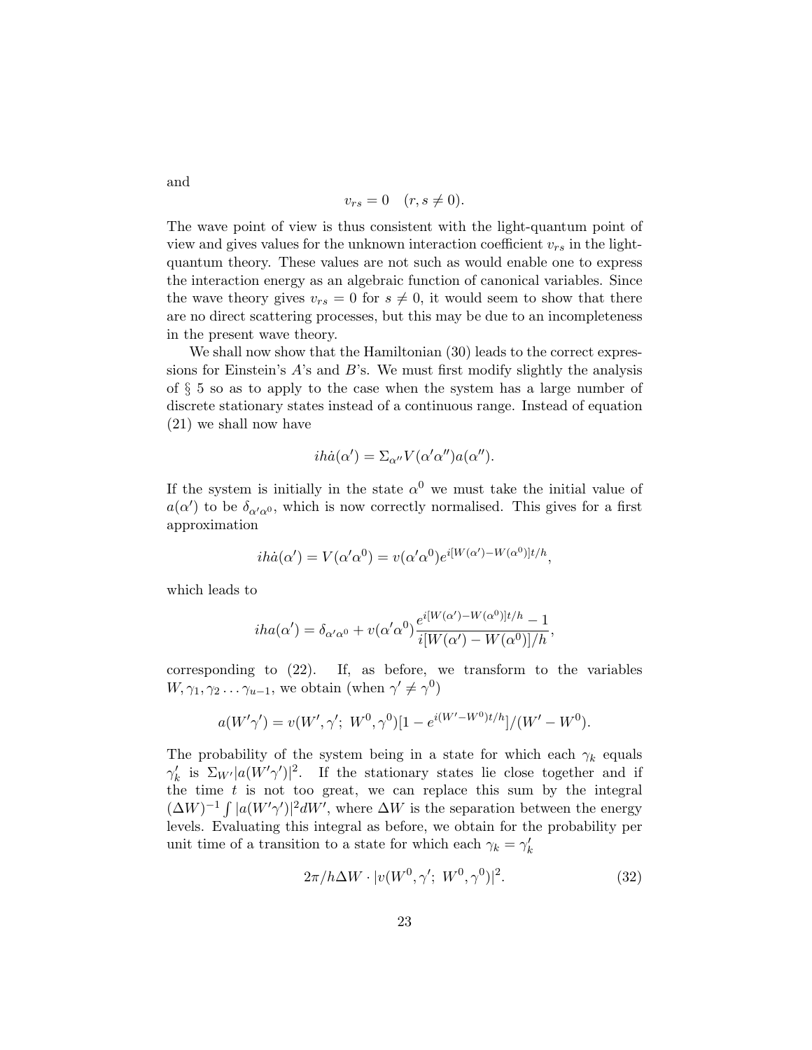and

$$v_{rs} = 0 \quad (r, s \neq 0).$$

The wave point of view is thus consistent with the light-quantum point of view and gives values for the unknown interaction coefficient $v_{rs}$ in the light-quantum theory. These values are not such as would enable one to express the interaction energy as an algebraic function of canonical variables. Since the wave theory gives $v_{rs} = 0$ for $s \neq 0$, it would seem to show that there are no direct scattering processes, but this may be due to an incompleteness in the present wave theory.

We shall now show that the Hamiltonian (30) leads to the correct expressions for Einstein's $A$'s and $B$'s. We must first modify slightly the analysis of § 5 so as to apply to the case when the system has a large number of discrete stationary states instead of a continuous range. Instead of equation (21) we shall now have

$$ih\dot{a}(\alpha') = \Sigma_{\alpha''} V(\alpha'\alpha'')a(\alpha'').$$

If the system is initially in the state $\alpha^0$ we must take the initial value of $a(\alpha')$ to be $\delta_{\alpha'\alpha^0}$, which is now correctly normalised. This gives for a first approximation

$$ih\dot{a}(\alpha') = V(\alpha'\alpha^0) = v(\alpha'\alpha^0)e^{i[W(\alpha')-W(\alpha^0)]t/h},$$

which leads to

$$iha(\alpha') = \delta_{\alpha'\alpha^0} + v(\alpha'\alpha^0)\frac{e^{i[W(\alpha')-W(\alpha^0)]t/h} - 1}{i[W(\alpha') - W(\alpha^0)]/h},$$

corresponding to (22). If, as before, we transform to the variables $W, \gamma_1, \gamma_2 \ldots \gamma_{u-1}$, we obtain (when $\gamma' \neq \gamma^0$)

$$a(W'\gamma') = v(W', \gamma';\ W^0, \gamma^0)[1 - e^{i(W'-W^0)t/h}]/(W' - W^0).$$

The probability of the system being in a state for which each $\gamma_k$ equals $\gamma'_k$ is $\Sigma_{W'}|a(W'\gamma')|^2$. If the stationary states lie close together and if the time $t$ is not too great, we can replace this sum by the integral $(\Delta W)^{-1}\int |a(W'\gamma')|^2 dW'$, where $\Delta W$ is the separation between the energy levels. Evaluating this integral as before, we obtain for the probability per unit time of a transition to a state for which each $\gamma_k = \gamma'_k$

$$2\pi/h\Delta W \cdot |v(W^0, \gamma';\ W^0, \gamma^0)|^2. \tag{32}$$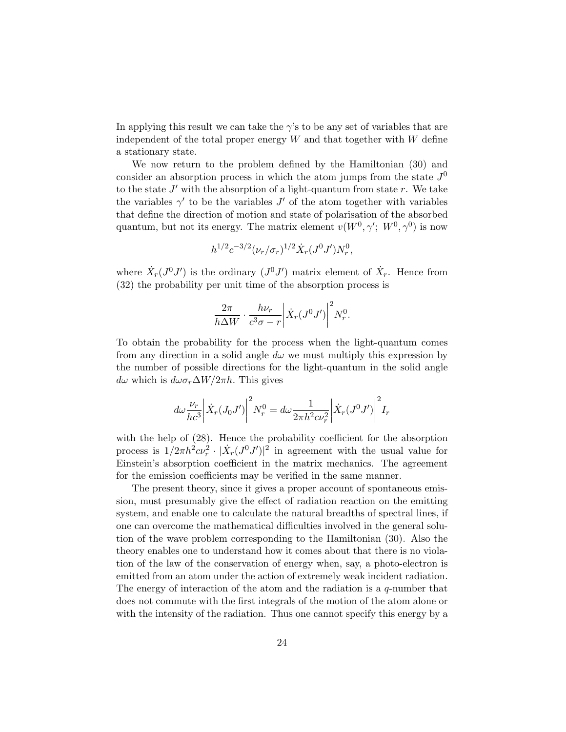In applying this result we can take the $\gamma$'s to be any set of variables that are independent of the total proper energy $W$ and that together with $W$ define a stationary state.

We now return to the problem defined by the Hamiltonian (30) and consider an absorption process in which the atom jumps from the state $J^0$ to the state $J'$ with the absorption of a light-quantum from state $r$. We take the variables $\gamma'$ to be the variables $J'$ of the atom together with variables that define the direction of motion and state of polarisation of the absorbed quantum, but not its energy. The matrix element $v(W^0, \gamma';\ W^0, \gamma^0)$ is now

$$h^{1/2}c^{-3/2}(\nu_r/\sigma_r)^{1/2}\dot{X}_r(J^0J')N_r^0,$$

where $\dot{X}_r(J^0J')$ is the ordinary $(J^0J')$ matrix element of $\dot{X}_r$. Hence from (32) the probability per unit time of the absorption process is

$$\frac{2\pi}{h\Delta W}\cdot\frac{h\nu_r}{c^3\sigma - r}\left|\dot{X}_r(J^0J')\right|^2 N_r^0.$$

To obtain the probability for the process when the light-quantum comes from any direction in a solid angle $d\omega$ we must multiply this expression by the number of possible directions for the light-quantum in the solid angle $d\omega$ which is $d\omega\sigma_r\Delta W/2\pi h$. This gives

$$d\omega\frac{\nu_r}{hc^3}\left|\dot{X}_r(J_0J')\right|^2 N_r^0 = d\omega\frac{1}{2\pi h^2 c\nu_r^2}\left|\dot{X}_r(J^0J')\right|^2 I_r$$

with the help of (28). Hence the probability coefficient for the absorption process is $1/2\pi h^2 c\nu_r^2 \cdot |\dot{X}_r(J^0J')|^2$ in agreement with the usual value for Einstein's absorption coefficient in the matrix mechanics. The agreement for the emission coefficients may be verified in the same manner.

The present theory, since it gives a proper account of spontaneous emission, must presumably give the effect of radiation reaction on the emitting system, and enable one to calculate the natural breadths of spectral lines, if one can overcome the mathematical difficulties involved in the general solution of the wave problem corresponding to the Hamiltonian (30). Also the theory enables one to understand how it comes about that there is no violation of the law of the conservation of energy when, say, a photo-electron is emitted from an atom under the action of extremely weak incident radiation. The energy of interaction of the atom and the radiation is a $q$-number that does not commute with the first integrals of the motion of the atom alone or with the intensity of the radiation. Thus one cannot specify this energy by a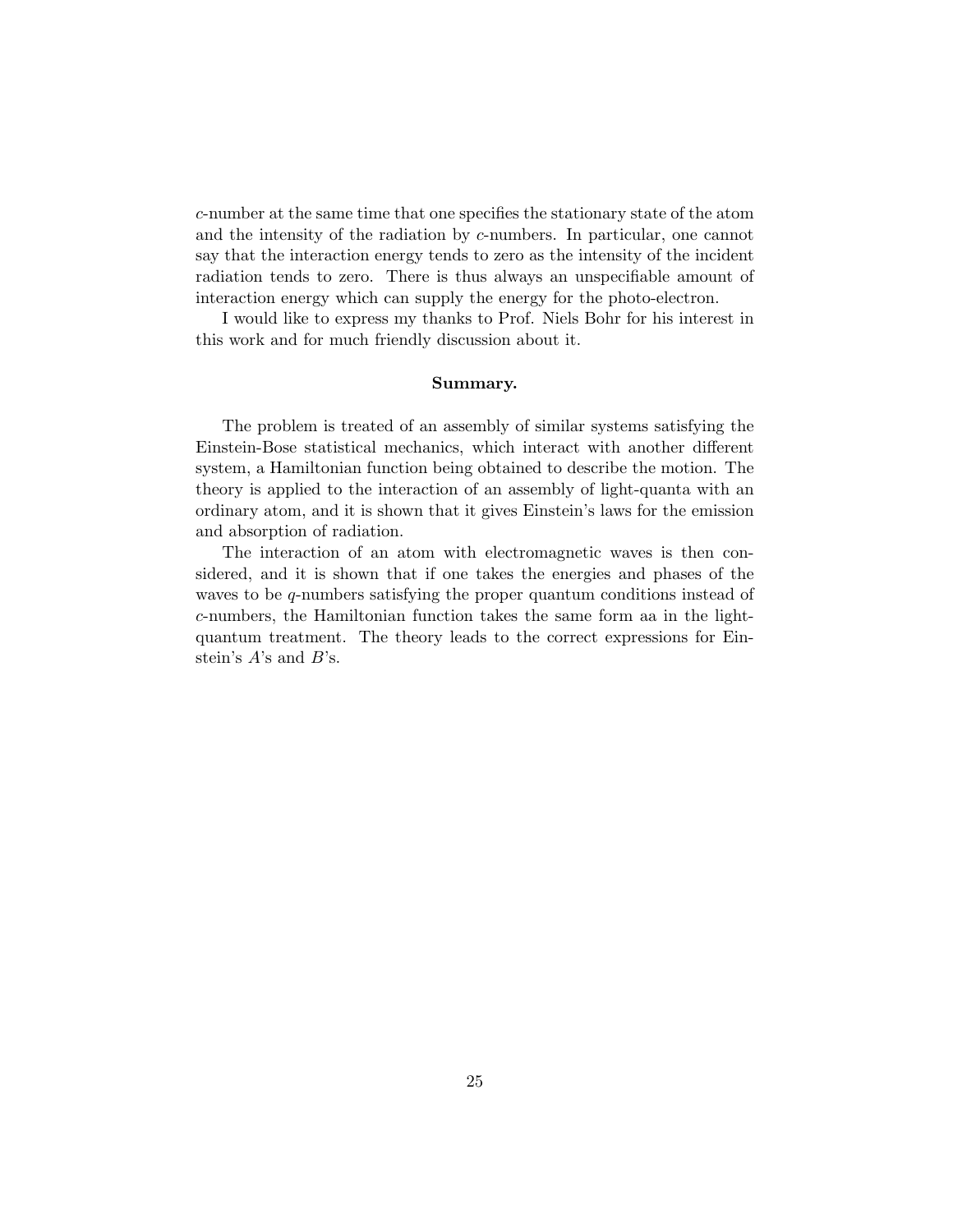$c$-number at the same time that one specifies the stationary state of the atom and the intensity of the radiation by $c$-numbers. In particular, one cannot say that the interaction energy tends to zero as the intensity of the incident radiation tends to zero. There is thus always an unspecifiable amount of interaction energy which can supply the energy for the photo-electron.

I would like to express my thanks to Prof. Niels Bohr for his interest in this work and for much friendly discussion about it.

### Summary.

The problem is treated of an assembly of similar systems satisfying the Einstein-Bose statistical mechanics, which interact with another different system, a Hamiltonian function being obtained to describe the motion. The theory is applied to the interaction of an assembly of light-quanta with an ordinary atom, and it is shown that it gives Einstein's laws for the emission and absorption of radiation.

The interaction of an atom with electromagnetic waves is then considered, and it is shown that if one takes the energies and phases of the waves to be $q$-numbers satisfying the proper quantum conditions instead of $c$-numbers, the Hamiltonian function takes the same form aa in the light-quantum treatment. The theory leads to the correct expressions for Einstein's $A$'s and $B$'s.